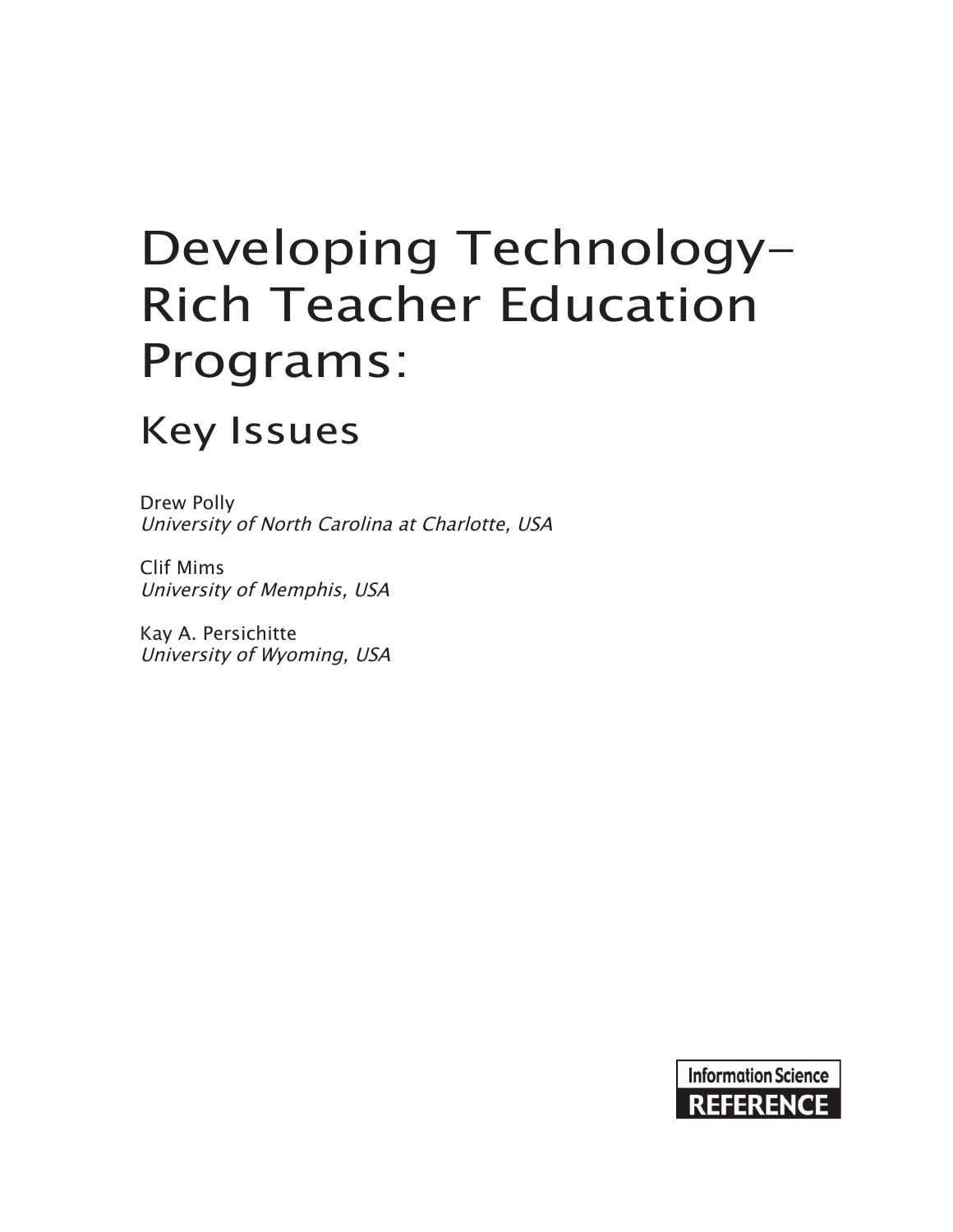# Developing Technology-Rich Teacher Education Programs:

## Key Issues

Drew Polly
*University of North Carolina at Charlotte, USA*

Clif Mims
*University of Memphis, USA*

Kay A. Persichitte
*University of Wyoming, USA*

Information Science
**REFERENCE**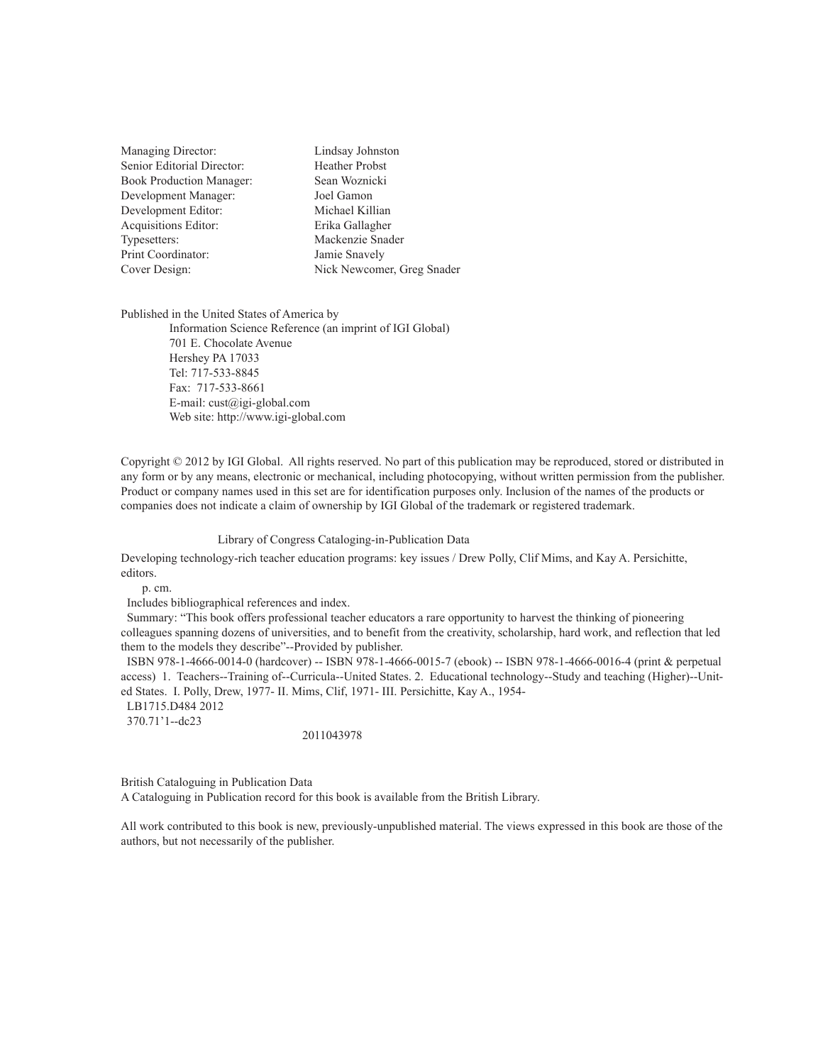| | |
|---|---|
| Managing Director: | Lindsay Johnston |
| Senior Editorial Director: | Heather Probst |
| Book Production Manager: | Sean Woznicki |
| Development Manager: | Joel Gamon |
| Development Editor: | Michael Killian |
| Acquisitions Editor: | Erika Gallagher |
| Typesetters: | Mackenzie Snader |
| Print Coordinator: | Jamie Snavely |
| Cover Design: | Nick Newcomer, Greg Snader |

Published in the United States of America by
Information Science Reference (an imprint of IGI Global)
701 E. Chocolate Avenue
Hershey PA 17033
Tel: 717-533-8845
Fax: 717-533-8661
E-mail: cust@igi-global.com
Web site: http://www.igi-global.com

Copyright © 2012 by IGI Global. All rights reserved. No part of this publication may be reproduced, stored or distributed in any form or by any means, electronic or mechanical, including photocopying, without written permission from the publisher. Product or company names used in this set are for identification purposes only. Inclusion of the names of the products or companies does not indicate a claim of ownership by IGI Global of the trademark or registered trademark.

Library of Congress Cataloging-in-Publication Data

Developing technology-rich teacher education programs: key issues / Drew Polly, Clif Mims, and Kay A. Persichitte, editors.

p. cm.

Includes bibliographical references and index.

Summary: "This book offers professional teacher educators a rare opportunity to harvest the thinking of pioneering colleagues spanning dozens of universities, and to benefit from the creativity, scholarship, hard work, and reflection that led them to the models they describe"--Provided by publisher.

ISBN 978-1-4666-0014-0 (hardcover) -- ISBN 978-1-4666-0015-7 (ebook) -- ISBN 978-1-4666-0016-4 (print & perpetual access) 1. Teachers--Training of--Curricula--United States. 2. Educational technology--Study and teaching (Higher)--United States. I. Polly, Drew, 1977- II. Mims, Clif, 1971- III. Persichitte, Kay A., 1954-

LB1715.D484 2012

370.71'1--dc23

2011043978

British Cataloguing in Publication Data
A Cataloguing in Publication record for this book is available from the British Library.

All work contributed to this book is new, previously-unpublished material. The views expressed in this book are those of the authors, but not necessarily of the publisher.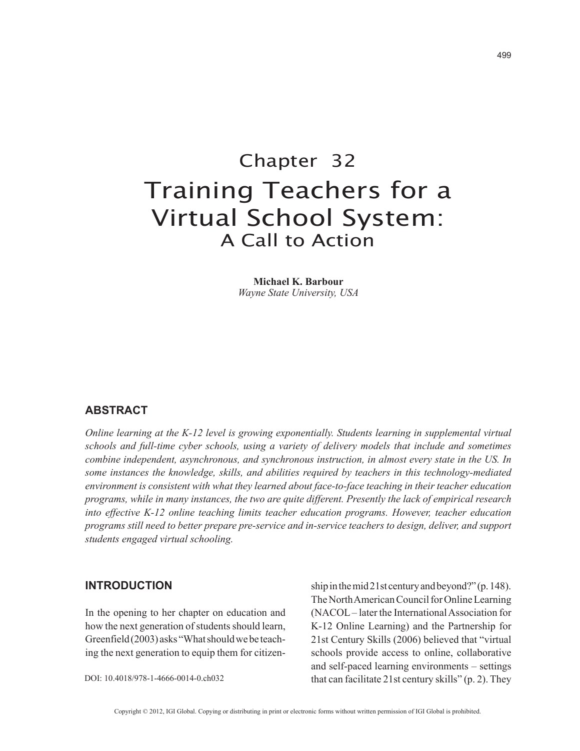# Chapter 32
# Training Teachers for a Virtual School System: A Call to Action

**Michael K. Barbour**
*Wayne State University, USA*

## ABSTRACT

*Online learning at the K-12 level is growing exponentially. Students learning in supplemental virtual schools and full-time cyber schools, using a variety of delivery models that include and sometimes combine independent, asynchronous, and synchronous instruction, in almost every state in the US. In some instances the knowledge, skills, and abilities required by teachers in this technology-mediated environment is consistent with what they learned about face-to-face teaching in their teacher education programs, while in many instances, the two are quite different. Presently the lack of empirical research into effective K-12 online teaching limits teacher education programs. However, teacher education programs still need to better prepare pre-service and in-service teachers to design, deliver, and support students engaged virtual schooling.*

## INTRODUCTION

In the opening to her chapter on education and how the next generation of students should learn, Greenfield (2003) asks "What should we be teaching the next generation to equip them for citizenship in the mid 21st century and beyond?" (p. 148). The North American Council for Online Learning (NACOL – later the International Association for K-12 Online Learning) and the Partnership for 21st Century Skills (2006) believed that "virtual schools provide access to online, collaborative and self-paced learning environments – settings that can facilitate 21st century skills" (p. 2). They

DOI: 10.4018/978-1-4666-0014-0.ch032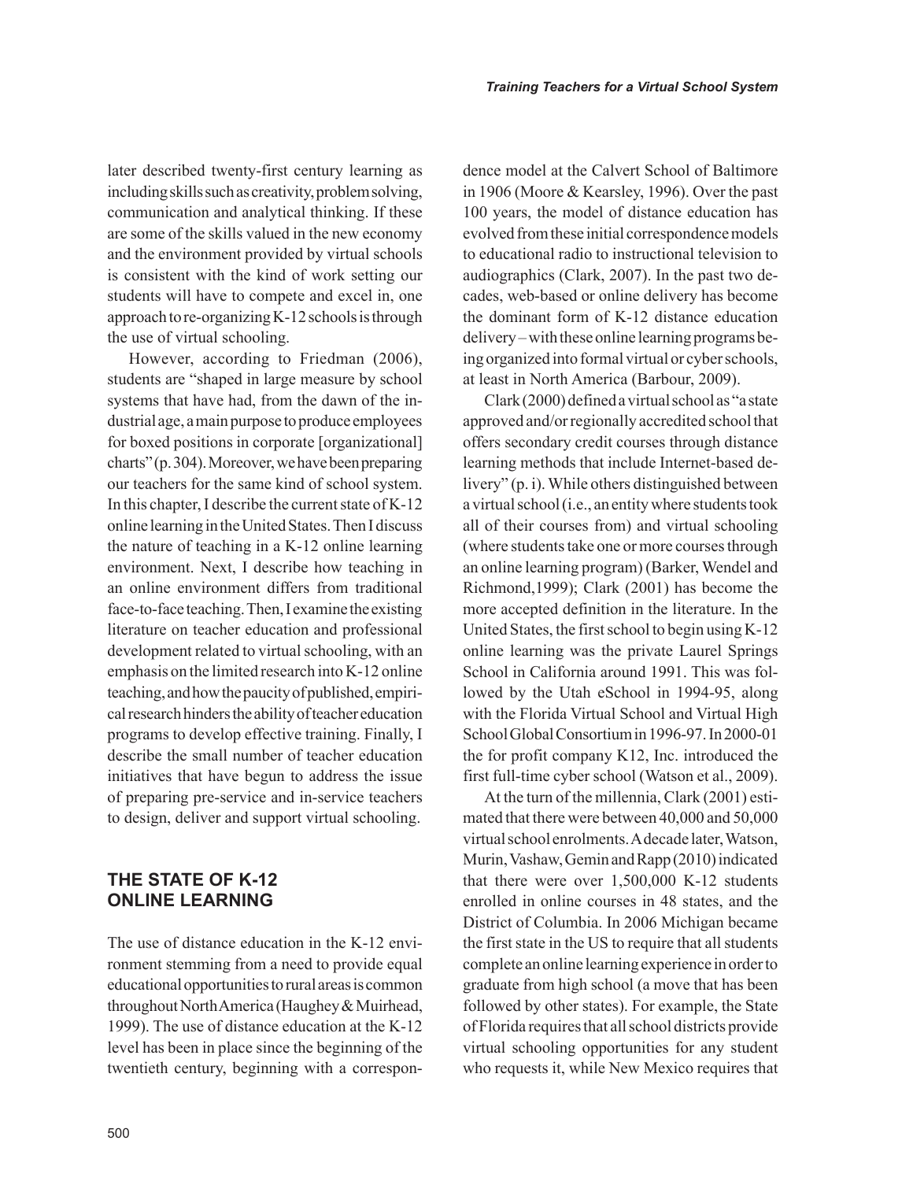later described twenty-first century learning as including skills such as creativity, problem solving, communication and analytical thinking. If these are some of the skills valued in the new economy and the environment provided by virtual schools is consistent with the kind of work setting our students will have to compete and excel in, one approach to re-organizing K-12 schools is through the use of virtual schooling.

However, according to Friedman (2006), students are "shaped in large measure by school systems that have had, from the dawn of the industrial age, a main purpose to produce employees for boxed positions in corporate [organizational] charts" (p. 304). Moreover, we have been preparing our teachers for the same kind of school system. In this chapter, I describe the current state of K-12 online learning in the United States. Then I discuss the nature of teaching in a K-12 online learning environment. Next, I describe how teaching in an online environment differs from traditional face-to-face teaching. Then, I examine the existing literature on teacher education and professional development related to virtual schooling, with an emphasis on the limited research into K-12 online teaching, and how the paucity of published, empirical research hinders the ability of teacher education programs to develop effective training. Finally, I describe the small number of teacher education initiatives that have begun to address the issue of preparing pre-service and in-service teachers to design, deliver and support virtual schooling.

## THE STATE OF K-12 ONLINE LEARNING

The use of distance education in the K-12 environment stemming from a need to provide equal educational opportunities to rural areas is common throughout North America (Haughey & Muirhead, 1999). The use of distance education at the K-12 level has been in place since the beginning of the twentieth century, beginning with a correspondence model at the Calvert School of Baltimore in 1906 (Moore & Kearsley, 1996). Over the past 100 years, the model of distance education has evolved from these initial correspondence models to educational radio to instructional television to audiographics (Clark, 2007). In the past two decades, web-based or online delivery has become the dominant form of K-12 distance education delivery – with these online learning programs being organized into formal virtual or cyber schools, at least in North America (Barbour, 2009).

Clark (2000) defined a virtual school as "a state approved and/or regionally accredited school that offers secondary credit courses through distance learning methods that include Internet-based delivery" (p. i). While others distinguished between a virtual school (i.e., an entity where students took all of their courses from) and virtual schooling (where students take one or more courses through an online learning program) (Barker, Wendel and Richmond,1999); Clark (2001) has become the more accepted definition in the literature. In the United States, the first school to begin using K-12 online learning was the private Laurel Springs School in California around 1991. This was followed by the Utah eSchool in 1994-95, along with the Florida Virtual School and Virtual High School Global Consortium in 1996-97. In 2000-01 the for profit company K12, Inc. introduced the first full-time cyber school (Watson et al., 2009).

At the turn of the millennia, Clark (2001) estimated that there were between 40,000 and 50,000 virtual school enrolments. A decade later, Watson, Murin, Vashaw, Gemin and Rapp (2010) indicated that there were over 1,500,000 K-12 students enrolled in online courses in 48 states, and the District of Columbia. In 2006 Michigan became the first state in the US to require that all students complete an online learning experience in order to graduate from high school (a move that has been followed by other states). For example, the State of Florida requires that all school districts provide virtual schooling opportunities for any student who requests it, while New Mexico requires that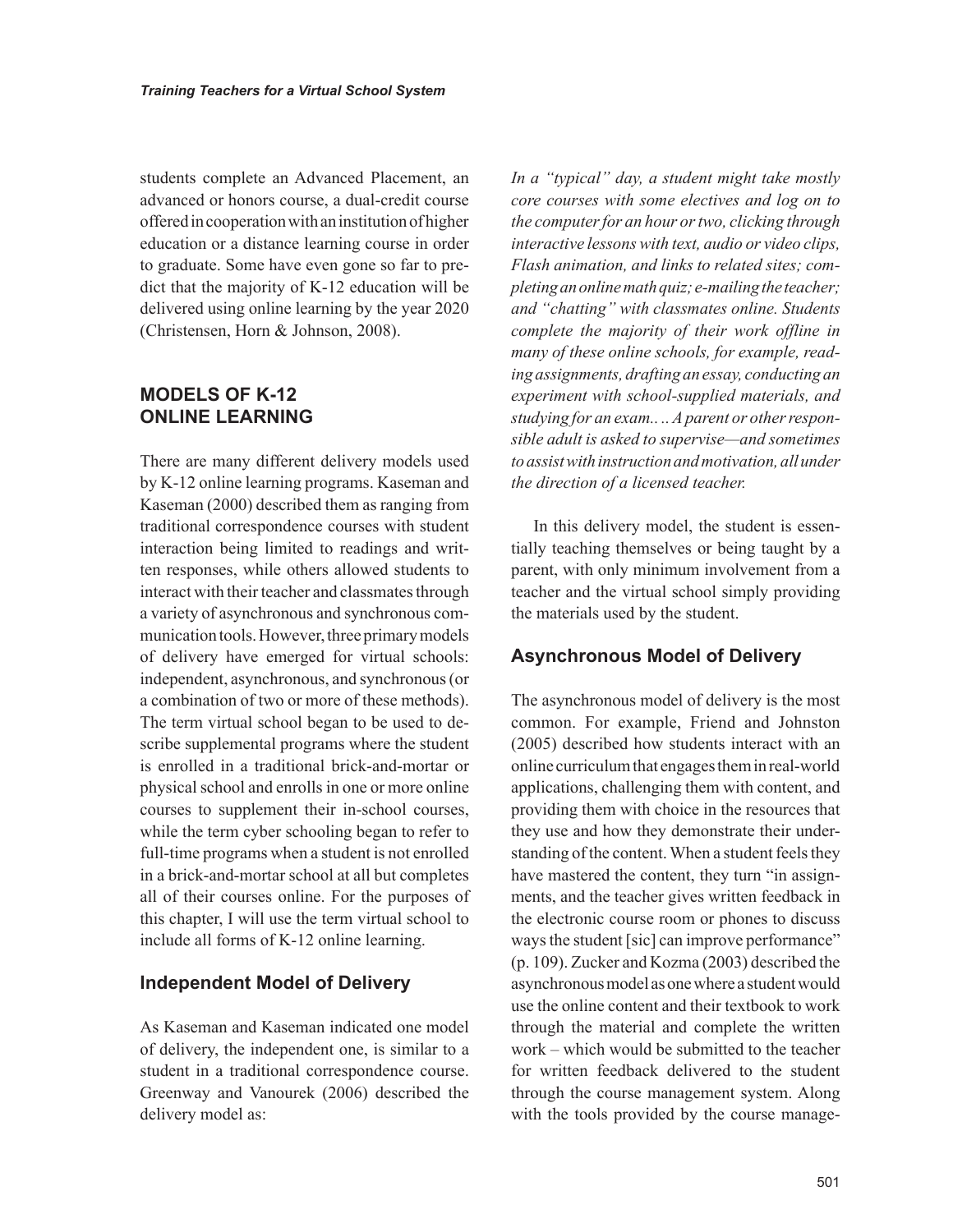students complete an Advanced Placement, an advanced or honors course, a dual-credit course offered in cooperation with an institution of higher education or a distance learning course in order to graduate. Some have even gone so far to predict that the majority of K-12 education will be delivered using online learning by the year 2020 (Christensen, Horn & Johnson, 2008).

## MODELS OF K-12 ONLINE LEARNING

There are many different delivery models used by K-12 online learning programs. Kaseman and Kaseman (2000) described them as ranging from traditional correspondence courses with student interaction being limited to readings and written responses, while others allowed students to interact with their teacher and classmates through a variety of asynchronous and synchronous communication tools. However, three primary models of delivery have emerged for virtual schools: independent, asynchronous, and synchronous (or a combination of two or more of these methods). The term virtual school began to be used to describe supplemental programs where the student is enrolled in a traditional brick-and-mortar or physical school and enrolls in one or more online courses to supplement their in-school courses, while the term cyber schooling began to refer to full-time programs when a student is not enrolled in a brick-and-mortar school at all but completes all of their courses online. For the purposes of this chapter, I will use the term virtual school to include all forms of K-12 online learning.

### Independent Model of Delivery

As Kaseman and Kaseman indicated one model of delivery, the independent one, is similar to a student in a traditional correspondence course. Greenway and Vanourek (2006) described the delivery model as:

*In a "typical" day, a student might take mostly core courses with some electives and log on to the computer for an hour or two, clicking through interactive lessons with text, audio or video clips, Flash animation, and links to related sites; completing an online math quiz; e-mailing the teacher; and "chatting" with classmates online. Students complete the majority of their work offline in many of these online schools, for example, reading assignments, drafting an essay, conducting an experiment with school-supplied materials, and studying for an exam.... A parent or other responsible adult is asked to supervise—and sometimes to assist with instruction and motivation, all under the direction of a licensed teacher.*

In this delivery model, the student is essentially teaching themselves or being taught by a parent, with only minimum involvement from a teacher and the virtual school simply providing the materials used by the student.

### Asynchronous Model of Delivery

The asynchronous model of delivery is the most common. For example, Friend and Johnston (2005) described how students interact with an online curriculum that engages them in real-world applications, challenging them with content, and providing them with choice in the resources that they use and how they demonstrate their understanding of the content. When a student feels they have mastered the content, they turn "in assignments, and the teacher gives written feedback in the electronic course room or phones to discuss ways the student [sic] can improve performance" (p. 109). Zucker and Kozma (2003) described the asynchronous model as one where a student would use the online content and their textbook to work through the material and complete the written work – which would be submitted to the teacher for written feedback delivered to the student through the course management system. Along with the tools provided by the course manage-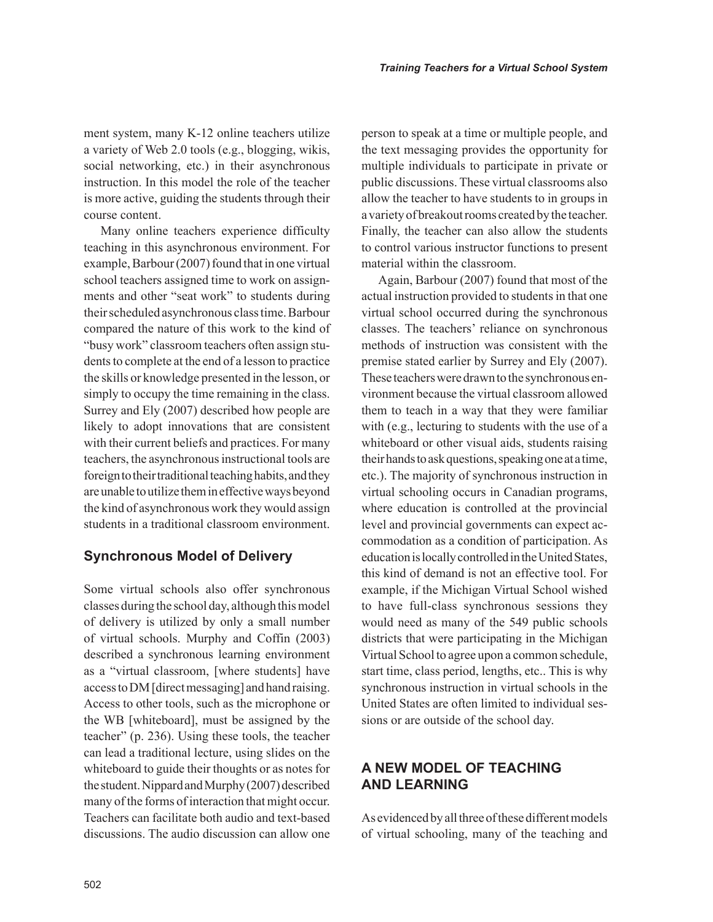ment system, many K-12 online teachers utilize a variety of Web 2.0 tools (e.g., blogging, wikis, social networking, etc.) in their asynchronous instruction. In this model the role of the teacher is more active, guiding the students through their course content.

Many online teachers experience difficulty teaching in this asynchronous environment. For example, Barbour (2007) found that in one virtual school teachers assigned time to work on assignments and other "seat work" to students during their scheduled asynchronous class time. Barbour compared the nature of this work to the kind of "busy work" classroom teachers often assign students to complete at the end of a lesson to practice the skills or knowledge presented in the lesson, or simply to occupy the time remaining in the class. Surrey and Ely (2007) described how people are likely to adopt innovations that are consistent with their current beliefs and practices. For many teachers, the asynchronous instructional tools are foreign to their traditional teaching habits, and they are unable to utilize them in effective ways beyond the kind of asynchronous work they would assign students in a traditional classroom environment.

### Synchronous Model of Delivery

Some virtual schools also offer synchronous classes during the school day, although this model of delivery is utilized by only a small number of virtual schools. Murphy and Coffin (2003) described a synchronous learning environment as a "virtual classroom, [where students] have access to DM [direct messaging] and hand raising. Access to other tools, such as the microphone or the WB [whiteboard], must be assigned by the teacher" (p. 236). Using these tools, the teacher can lead a traditional lecture, using slides on the whiteboard to guide their thoughts or as notes for the student. Nippard and Murphy (2007) described many of the forms of interaction that might occur. Teachers can facilitate both audio and text-based discussions. The audio discussion can allow one person to speak at a time or multiple people, and the text messaging provides the opportunity for multiple individuals to participate in private or public discussions. These virtual classrooms also allow the teacher to have students to in groups in a variety of breakout rooms created by the teacher. Finally, the teacher can also allow the students to control various instructor functions to present material within the classroom.

Again, Barbour (2007) found that most of the actual instruction provided to students in that one virtual school occurred during the synchronous classes. The teachers' reliance on synchronous methods of instruction was consistent with the premise stated earlier by Surrey and Ely (2007). These teachers were drawn to the synchronous environment because the virtual classroom allowed them to teach in a way that they were familiar with (e.g., lecturing to students with the use of a whiteboard or other visual aids, students raising their hands to ask questions, speaking one at a time, etc.). The majority of synchronous instruction in virtual schooling occurs in Canadian programs, where education is controlled at the provincial level and provincial governments can expect accommodation as a condition of participation. As education is locally controlled in the United States, this kind of demand is not an effective tool. For example, if the Michigan Virtual School wished to have full-class synchronous sessions they would need as many of the 549 public schools districts that were participating in the Michigan Virtual School to agree upon a common schedule, start time, class period, lengths, etc.. This is why synchronous instruction in virtual schools in the United States are often limited to individual sessions or are outside of the school day.

## A NEW MODEL OF TEACHING AND LEARNING

As evidenced by all three of these different models of virtual schooling, many of the teaching and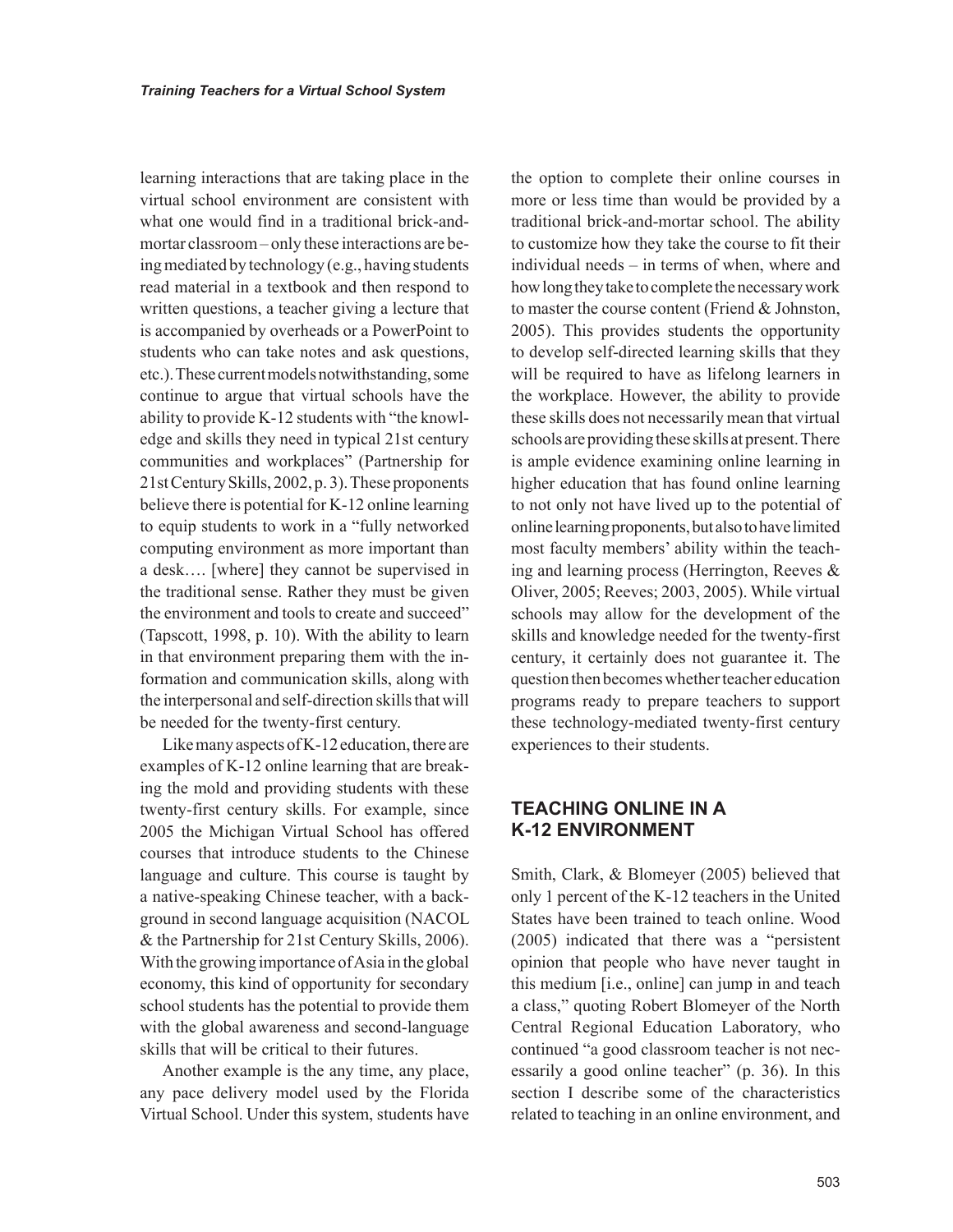learning interactions that are taking place in the virtual school environment are consistent with what one would find in a traditional brick-and-mortar classroom – only these interactions are being mediated by technology (e.g., having students read material in a textbook and then respond to written questions, a teacher giving a lecture that is accompanied by overheads or a PowerPoint to students who can take notes and ask questions, etc.). These current models notwithstanding, some continue to argue that virtual schools have the ability to provide K-12 students with "the knowledge and skills they need in typical 21st century communities and workplaces" (Partnership for 21st Century Skills, 2002, p. 3). These proponents believe there is potential for K-12 online learning to equip students to work in a "fully networked computing environment as more important than a desk…. [where] they cannot be supervised in the traditional sense. Rather they must be given the environment and tools to create and succeed" (Tapscott, 1998, p. 10). With the ability to learn in that environment preparing them with the information and communication skills, along with the interpersonal and self-direction skills that will be needed for the twenty-first century.

Like many aspects of K-12 education, there are examples of K-12 online learning that are breaking the mold and providing students with these twenty-first century skills. For example, since 2005 the Michigan Virtual School has offered courses that introduce students to the Chinese language and culture. This course is taught by a native-speaking Chinese teacher, with a background in second language acquisition (NACOL & the Partnership for 21st Century Skills, 2006). With the growing importance of Asia in the global economy, this kind of opportunity for secondary school students has the potential to provide them with the global awareness and second-language skills that will be critical to their futures.

Another example is the any time, any place, any pace delivery model used by the Florida Virtual School. Under this system, students have the option to complete their online courses in more or less time than would be provided by a traditional brick-and-mortar school. The ability to customize how they take the course to fit their individual needs – in terms of when, where and how long they take to complete the necessary work to master the course content (Friend & Johnston, 2005). This provides students the opportunity to develop self-directed learning skills that they will be required to have as lifelong learners in the workplace. However, the ability to provide these skills does not necessarily mean that virtual schools are providing these skills at present. There is ample evidence examining online learning in higher education that has found online learning to not only not have lived up to the potential of online learning proponents, but also to have limited most faculty members' ability within the teaching and learning process (Herrington, Reeves & Oliver, 2005; Reeves; 2003, 2005). While virtual schools may allow for the development of the skills and knowledge needed for the twenty-first century, it certainly does not guarantee it. The question then becomes whether teacher education programs ready to prepare teachers to support these technology-mediated twenty-first century experiences to their students.

## TEACHING ONLINE IN A K-12 ENVIRONMENT

Smith, Clark, & Blomeyer (2005) believed that only 1 percent of the K-12 teachers in the United States have been trained to teach online. Wood (2005) indicated that there was a "persistent opinion that people who have never taught in this medium [i.e., online] can jump in and teach a class," quoting Robert Blomeyer of the North Central Regional Education Laboratory, who continued "a good classroom teacher is not necessarily a good online teacher" (p. 36). In this section I describe some of the characteristics related to teaching in an online environment, and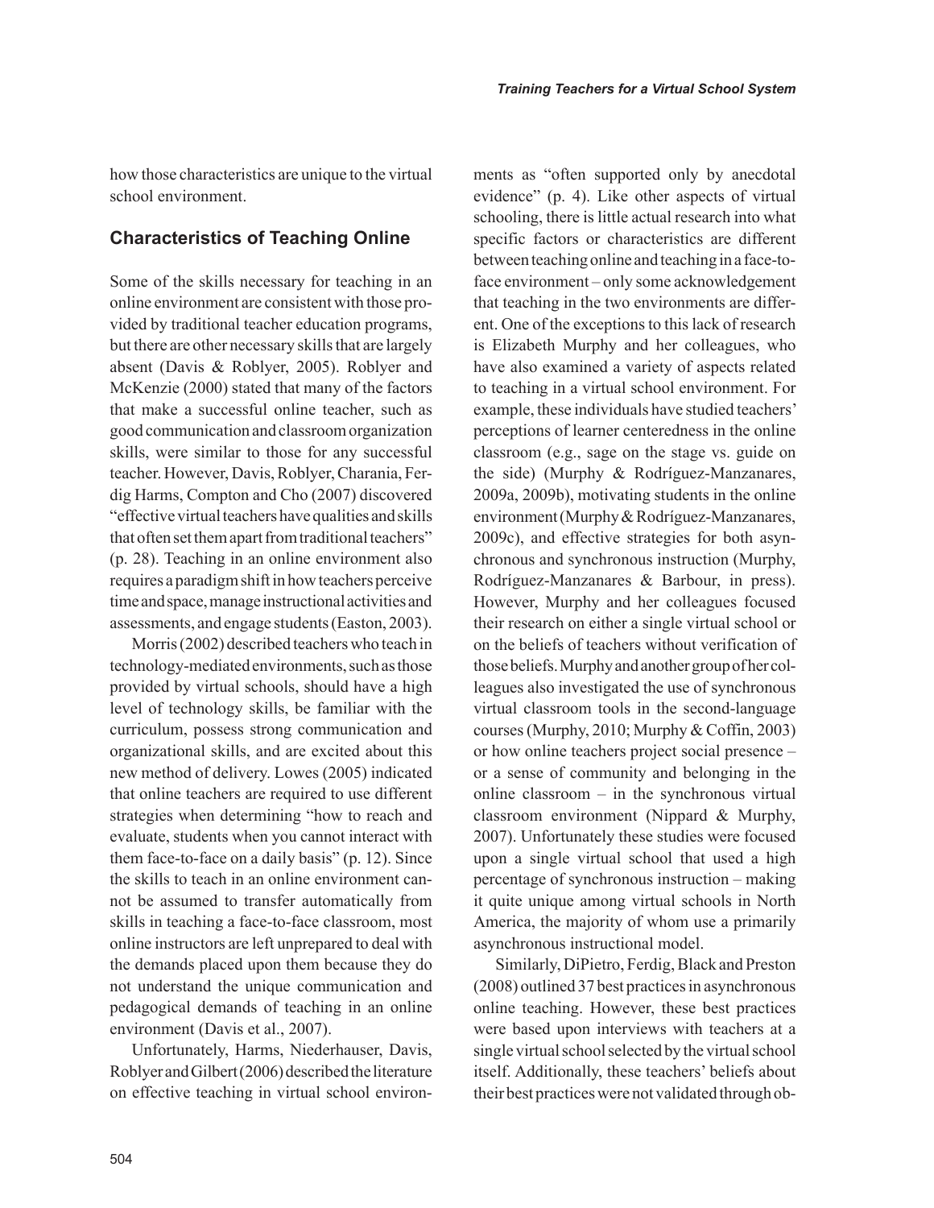how those characteristics are unique to the virtual school environment.

## Characteristics of Teaching Online

Some of the skills necessary for teaching in an online environment are consistent with those provided by traditional teacher education programs, but there are other necessary skills that are largely absent (Davis & Roblyer, 2005). Roblyer and McKenzie (2000) stated that many of the factors that make a successful online teacher, such as good communication and classroom organization skills, were similar to those for any successful teacher. However, Davis, Roblyer, Charania, Ferdig Harms, Compton and Cho (2007) discovered "effective virtual teachers have qualities and skills that often set them apart from traditional teachers" (p. 28). Teaching in an online environment also requires a paradigm shift in how teachers perceive time and space, manage instructional activities and assessments, and engage students (Easton, 2003).

Morris (2002) described teachers who teach in technology-mediated environments, such as those provided by virtual schools, should have a high level of technology skills, be familiar with the curriculum, possess strong communication and organizational skills, and are excited about this new method of delivery. Lowes (2005) indicated that online teachers are required to use different strategies when determining "how to reach and evaluate, students when you cannot interact with them face-to-face on a daily basis" (p. 12). Since the skills to teach in an online environment cannot be assumed to transfer automatically from skills in teaching a face-to-face classroom, most online instructors are left unprepared to deal with the demands placed upon them because they do not understand the unique communication and pedagogical demands of teaching in an online environment (Davis et al., 2007).

Unfortunately, Harms, Niederhauser, Davis, Roblyer and Gilbert (2006) described the literature on effective teaching in virtual school environments as "often supported only by anecdotal evidence" (p. 4). Like other aspects of virtual schooling, there is little actual research into what specific factors or characteristics are different between teaching online and teaching in a face-to-face environment – only some acknowledgement that teaching in the two environments are different. One of the exceptions to this lack of research is Elizabeth Murphy and her colleagues, who have also examined a variety of aspects related to teaching in a virtual school environment. For example, these individuals have studied teachers' perceptions of learner centeredness in the online classroom (e.g., sage on the stage vs. guide on the side) (Murphy & Rodríguez-Manzanares, 2009a, 2009b), motivating students in the online environment (Murphy & Rodríguez-Manzanares, 2009c), and effective strategies for both asynchronous and synchronous instruction (Murphy, Rodríguez-Manzanares & Barbour, in press). However, Murphy and her colleagues focused their research on either a single virtual school or on the beliefs of teachers without verification of those beliefs. Murphy and another group of her colleagues also investigated the use of synchronous virtual classroom tools in the second-language courses (Murphy, 2010; Murphy & Coffin, 2003) or how online teachers project social presence – or a sense of community and belonging in the online classroom – in the synchronous virtual classroom environment (Nippard & Murphy, 2007). Unfortunately these studies were focused upon a single virtual school that used a high percentage of synchronous instruction – making it quite unique among virtual schools in North America, the majority of whom use a primarily asynchronous instructional model.

Similarly, DiPietro, Ferdig, Black and Preston (2008) outlined 37 best practices in asynchronous online teaching. However, these best practices were based upon interviews with teachers at a single virtual school selected by the virtual school itself. Additionally, these teachers' beliefs about their best practices were not validated through ob-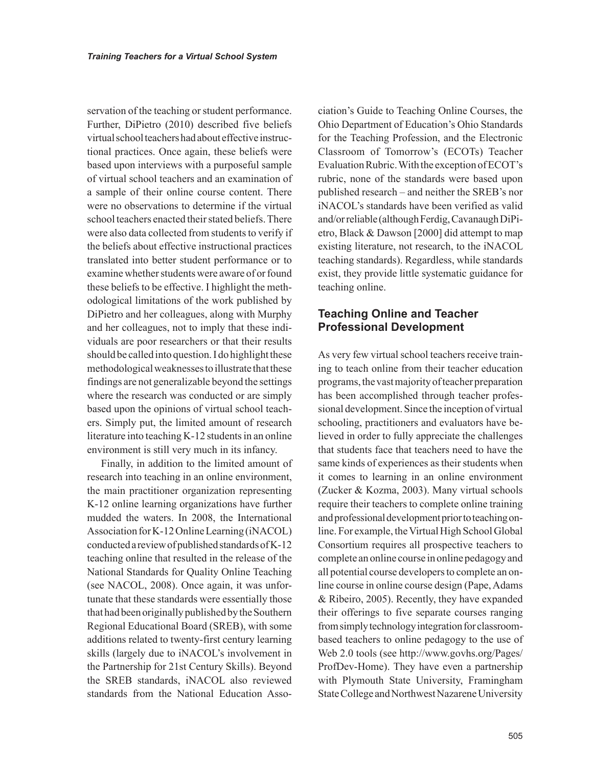servation of the teaching or student performance. Further, DiPietro (2010) described five beliefs virtual school teachers had about effective instructional practices. Once again, these beliefs were based upon interviews with a purposeful sample of virtual school teachers and an examination of a sample of their online course content. There were no observations to determine if the virtual school teachers enacted their stated beliefs. There were also data collected from students to verify if the beliefs about effective instructional practices translated into better student performance or to examine whether students were aware of or found these beliefs to be effective. I highlight the methodological limitations of the work published by DiPietro and her colleagues, along with Murphy and her colleagues, not to imply that these individuals are poor researchers or that their results should be called into question. I do highlight these methodological weaknesses to illustrate that these findings are not generalizable beyond the settings where the research was conducted or are simply based upon the opinions of virtual school teachers. Simply put, the limited amount of research literature into teaching K-12 students in an online environment is still very much in its infancy.

Finally, in addition to the limited amount of research into teaching in an online environment, the main practitioner organization representing K-12 online learning organizations have further mudded the waters. In 2008, the International Association for K-12 Online Learning (iNACOL) conducted a review of published standards of K-12 teaching online that resulted in the release of the National Standards for Quality Online Teaching (see NACOL, 2008). Once again, it was unfortunate that these standards were essentially those that had been originally published by the Southern Regional Educational Board (SREB), with some additions related to twenty-first century learning skills (largely due to iNACOL's involvement in the Partnership for 21st Century Skills). Beyond the SREB standards, iNACOL also reviewed standards from the National Education Association's Guide to Teaching Online Courses, the Ohio Department of Education's Ohio Standards for the Teaching Profession, and the Electronic Classroom of Tomorrow's (ECOTs) Teacher Evaluation Rubric. With the exception of ECOT's rubric, none of the standards were based upon published research – and neither the SREB's nor iNACOL's standards have been verified as valid and/or reliable (although Ferdig, Cavanaugh DiPietro, Black & Dawson [2000] did attempt to map existing literature, not research, to the iNACOL teaching standards). Regardless, while standards exist, they provide little systematic guidance for teaching online.

## Teaching Online and Teacher Professional Development

As very few virtual school teachers receive training to teach online from their teacher education programs, the vast majority of teacher preparation has been accomplished through teacher professional development. Since the inception of virtual schooling, practitioners and evaluators have believed in order to fully appreciate the challenges that students face that teachers need to have the same kinds of experiences as their students when it comes to learning in an online environment (Zucker & Kozma, 2003). Many virtual schools require their teachers to complete online training and professional development prior to teaching online. For example, the Virtual High School Global Consortium requires all prospective teachers to complete an online course in online pedagogy and all potential course developers to complete an online course in online course design (Pape, Adams & Ribeiro, 2005). Recently, they have expanded their offerings to five separate courses ranging from simply technology integration for classroom-based teachers to online pedagogy to the use of Web 2.0 tools (see http://www.govhs.org/Pages/ProfDev-Home). They have even a partnership with Plymouth State University, Framingham State College and Northwest Nazarene University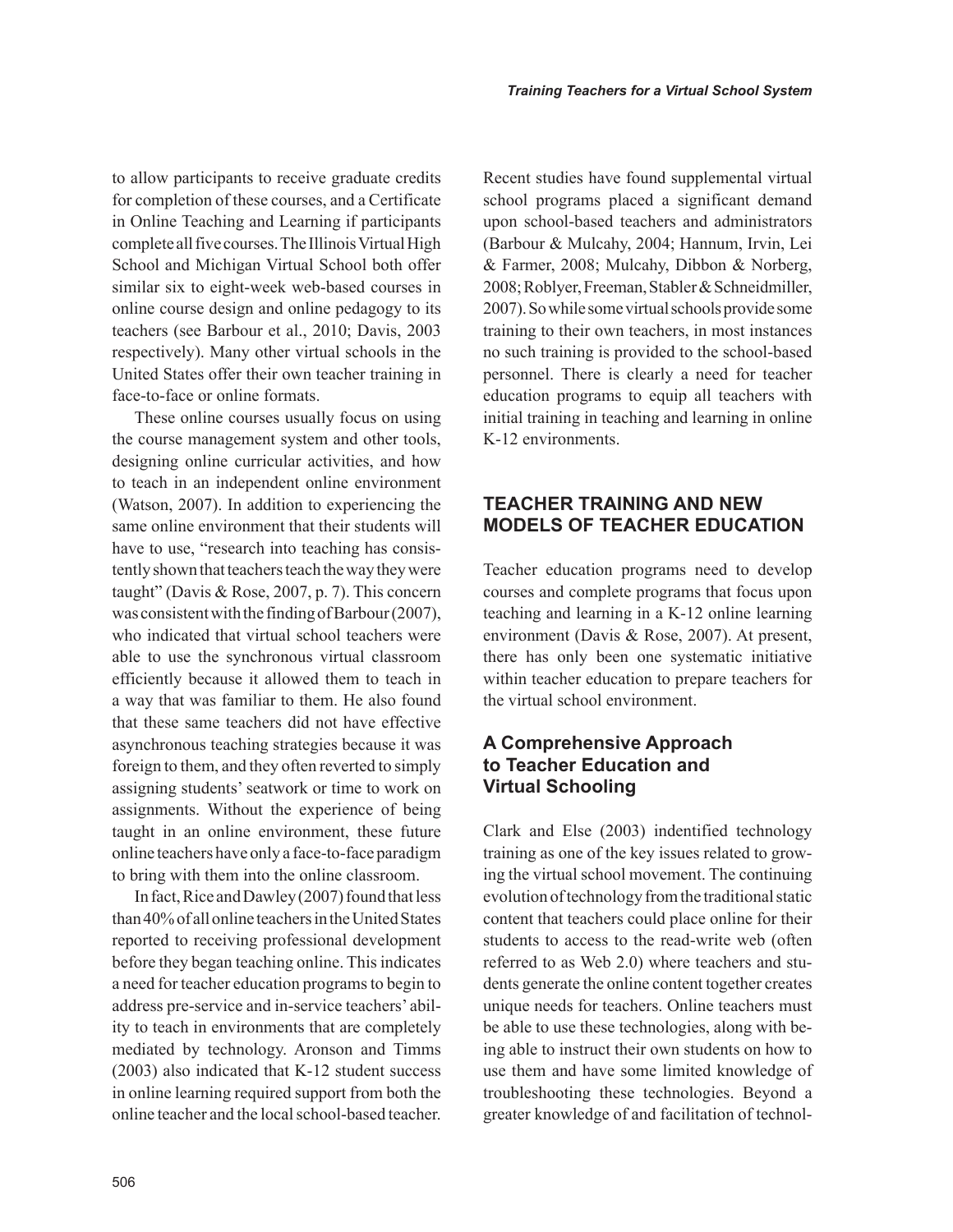to allow participants to receive graduate credits for completion of these courses, and a Certificate in Online Teaching and Learning if participants complete all five courses. The Illinois Virtual High School and Michigan Virtual School both offer similar six to eight-week web-based courses in online course design and online pedagogy to its teachers (see Barbour et al., 2010; Davis, 2003 respectively). Many other virtual schools in the United States offer their own teacher training in face-to-face or online formats.

These online courses usually focus on using the course management system and other tools, designing online curricular activities, and how to teach in an independent online environment (Watson, 2007). In addition to experiencing the same online environment that their students will have to use, "research into teaching has consistently shown that teachers teach the way they were taught" (Davis & Rose, 2007, p. 7). This concern was consistent with the finding of Barbour (2007), who indicated that virtual school teachers were able to use the synchronous virtual classroom efficiently because it allowed them to teach in a way that was familiar to them. He also found that these same teachers did not have effective asynchronous teaching strategies because it was foreign to them, and they often reverted to simply assigning students' seatwork or time to work on assignments. Without the experience of being taught in an online environment, these future online teachers have only a face-to-face paradigm to bring with them into the online classroom.

In fact, Rice and Dawley (2007) found that less than 40% of all online teachers in the United States reported to receiving professional development before they began teaching online. This indicates a need for teacher education programs to begin to address pre-service and in-service teachers' ability to teach in environments that are completely mediated by technology. Aronson and Timms (2003) also indicated that K-12 student success in online learning required support from both the online teacher and the local school-based teacher. Recent studies have found supplemental virtual school programs placed a significant demand upon school-based teachers and administrators (Barbour & Mulcahy, 2004; Hannum, Irvin, Lei & Farmer, 2008; Mulcahy, Dibbon & Norberg, 2008; Roblyer, Freeman, Stabler & Schneidmiller, 2007). So while some virtual schools provide some training to their own teachers, in most instances no such training is provided to the school-based personnel. There is clearly a need for teacher education programs to equip all teachers with initial training in teaching and learning in online K-12 environments.

## TEACHER TRAINING AND NEW MODELS OF TEACHER EDUCATION

Teacher education programs need to develop courses and complete programs that focus upon teaching and learning in a K-12 online learning environment (Davis & Rose, 2007). At present, there has only been one systematic initiative within teacher education to prepare teachers for the virtual school environment.

### A Comprehensive Approach to Teacher Education and Virtual Schooling

Clark and Else (2003) indentified technology training as one of the key issues related to growing the virtual school movement. The continuing evolution of technology from the traditional static content that teachers could place online for their students to access to the read-write web (often referred to as Web 2.0) where teachers and students generate the online content together creates unique needs for teachers. Online teachers must be able to use these technologies, along with being able to instruct their own students on how to use them and have some limited knowledge of troubleshooting these technologies. Beyond a greater knowledge of and facilitation of technol-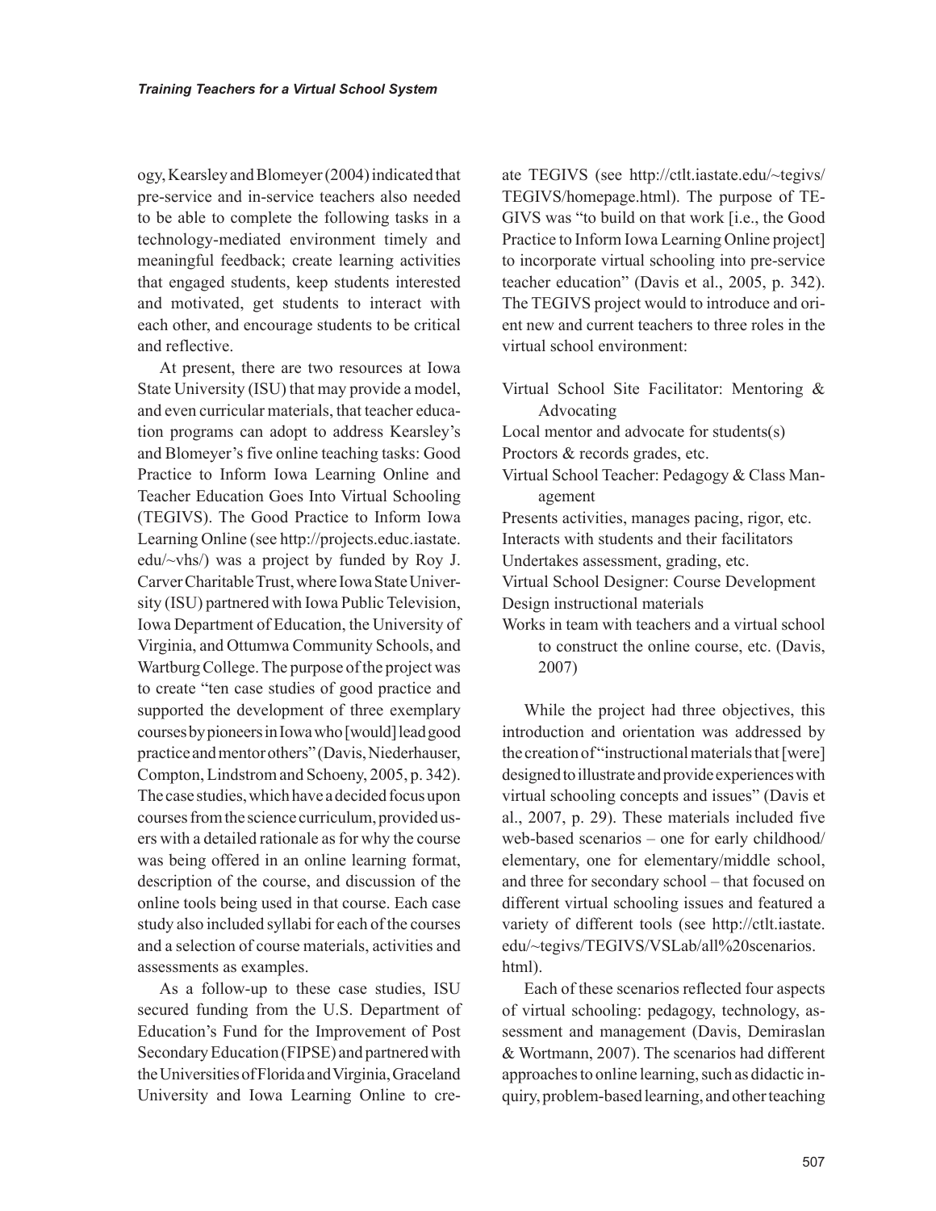ogy, Kearsley and Blomeyer (2004) indicated that pre-service and in-service teachers also needed to be able to complete the following tasks in a technology-mediated environment timely and meaningful feedback; create learning activities that engaged students, keep students interested and motivated, get students to interact with each other, and encourage students to be critical and reflective.

At present, there are two resources at Iowa State University (ISU) that may provide a model, and even curricular materials, that teacher education programs can adopt to address Kearsley's and Blomeyer's five online teaching tasks: Good Practice to Inform Iowa Learning Online and Teacher Education Goes Into Virtual Schooling (TEGIVS). The Good Practice to Inform Iowa Learning Online (see http://projects.educ.iastate.edu/~vhs/) was a project by funded by Roy J. Carver Charitable Trust, where Iowa State University (ISU) partnered with Iowa Public Television, Iowa Department of Education, the University of Virginia, and Ottumwa Community Schools, and Wartburg College. The purpose of the project was to create "ten case studies of good practice and supported the development of three exemplary courses by pioneers in Iowa who [would] lead good practice and mentor others" (Davis, Niederhauser, Compton, Lindstrom and Schoeny, 2005, p. 342). The case studies, which have a decided focus upon courses from the science curriculum, provided users with a detailed rationale as for why the course was being offered in an online learning format, description of the course, and discussion of the online tools being used in that course. Each case study also included syllabi for each of the courses and a selection of course materials, activities and assessments as examples.

As a follow-up to these case studies, ISU secured funding from the U.S. Department of Education's Fund for the Improvement of Post Secondary Education (FIPSE) and partnered with the Universities of Florida and Virginia, Graceland University and Iowa Learning Online to create TEGIVS (see http://ctlt.iastate.edu/~tegivs/TEGIVS/homepage.html). The purpose of TEGIVS was "to build on that work [i.e., the Good Practice to Inform Iowa Learning Online project] to incorporate virtual schooling into pre-service teacher education" (Davis et al., 2005, p. 342). The TEGIVS project would to introduce and orient new and current teachers to three roles in the virtual school environment:

Virtual School Site Facilitator: Mentoring & Advocating
Local mentor and advocate for students(s)
Proctors & records grades, etc.
Virtual School Teacher: Pedagogy & Class Management
Presents activities, manages pacing, rigor, etc.
Interacts with students and their facilitators
Undertakes assessment, grading, etc.
Virtual School Designer: Course Development
Design instructional materials
Works in team with teachers and a virtual school to construct the online course, etc. (Davis, 2007)

While the project had three objectives, this introduction and orientation was addressed by the creation of "instructional materials that [were] designed to illustrate and provide experiences with virtual schooling concepts and issues" (Davis et al., 2007, p. 29). These materials included five web-based scenarios – one for early childhood/elementary, one for elementary/middle school, and three for secondary school – that focused on different virtual schooling issues and featured a variety of different tools (see http://ctlt.iastate.edu/~tegivs/TEGIVS/VSLab/all%20scenarios.html).

Each of these scenarios reflected four aspects of virtual schooling: pedagogy, technology, assessment and management (Davis, Demiraslan & Wortmann, 2007). The scenarios had different approaches to online learning, such as didactic inquiry, problem-based learning, and other teaching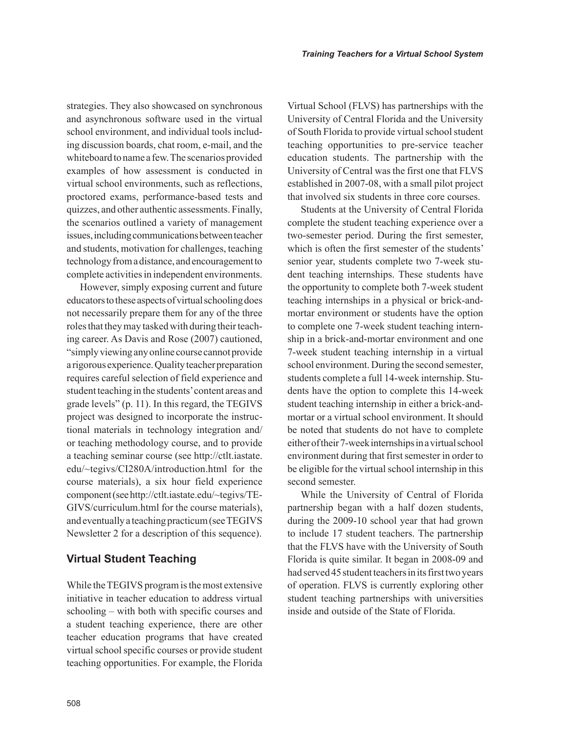strategies. They also showcased on synchronous and asynchronous software used in the virtual school environment, and individual tools including discussion boards, chat room, e-mail, and the whiteboard to name a few. The scenarios provided examples of how assessment is conducted in virtual school environments, such as reflections, proctored exams, performance-based tests and quizzes, and other authentic assessments. Finally, the scenarios outlined a variety of management issues, including communications between teacher and students, motivation for challenges, teaching technology from a distance, and encouragement to complete activities in independent environments.

However, simply exposing current and future educators to these aspects of virtual schooling does not necessarily prepare them for any of the three roles that they may tasked with during their teaching career. As Davis and Rose (2007) cautioned, "simply viewing any online course cannot provide a rigorous experience. Quality teacher preparation requires careful selection of field experience and student teaching in the students' content areas and grade levels" (p. 11). In this regard, the TEGIVS project was designed to incorporate the instructional materials in technology integration and/or teaching methodology course, and to provide a teaching seminar course (see http://ctlt.iastate.edu/~tegivs/CI280A/introduction.html for the course materials), a six hour field experience component (see http://ctlt.iastate.edu/~tegivs/TEGIVS/curriculum.html for the course materials), and eventually a teaching practicum (see TEGIVS Newsletter 2 for a description of this sequence).

## Virtual Student Teaching

While the TEGIVS program is the most extensive initiative in teacher education to address virtual schooling – with both with specific courses and a student teaching experience, there are other teacher education programs that have created virtual school specific courses or provide student teaching opportunities. For example, the Florida Virtual School (FLVS) has partnerships with the University of Central Florida and the University of South Florida to provide virtual school student teaching opportunities to pre-service teacher education students. The partnership with the University of Central was the first one that FLVS established in 2007-08, with a small pilot project that involved six students in three core courses.

Students at the University of Central Florida complete the student teaching experience over a two-semester period. During the first semester, which is often the first semester of the students' senior year, students complete two 7-week student teaching internships. These students have the opportunity to complete both 7-week student teaching internships in a physical or brick-and-mortar environment or students have the option to complete one 7-week student teaching internship in a brick-and-mortar environment and one 7-week student teaching internship in a virtual school environment. During the second semester, students complete a full 14-week internship. Students have the option to complete this 14-week student teaching internship in either a brick-and-mortar or a virtual school environment. It should be noted that students do not have to complete either of their 7-week internships in a virtual school environment during that first semester in order to be eligible for the virtual school internship in this second semester.

While the University of Central of Florida partnership began with a half dozen students, during the 2009-10 school year that had grown to include 17 student teachers. The partnership that the FLVS have with the University of South Florida is quite similar. It began in 2008-09 and had served 45 student teachers in its first two years of operation. FLVS is currently exploring other student teaching partnerships with universities inside and outside of the State of Florida.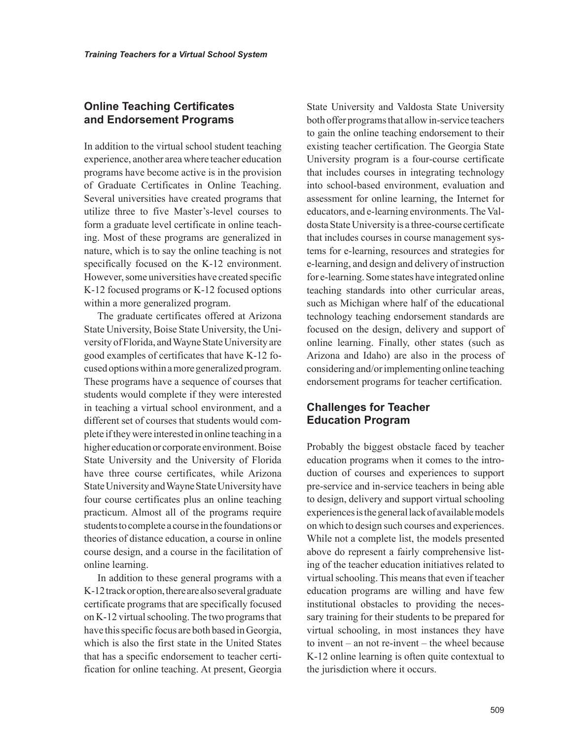## Online Teaching Certificates and Endorsement Programs

In addition to the virtual school student teaching experience, another area where teacher education programs have become active is in the provision of Graduate Certificates in Online Teaching. Several universities have created programs that utilize three to five Master's-level courses to form a graduate level certificate in online teaching. Most of these programs are generalized in nature, which is to say the online teaching is not specifically focused on the K-12 environment. However, some universities have created specific K-12 focused programs or K-12 focused options within a more generalized program.

The graduate certificates offered at Arizona State University, Boise State University, the University of Florida, and Wayne State University are good examples of certificates that have K-12 focused options within a more generalized program. These programs have a sequence of courses that students would complete if they were interested in teaching a virtual school environment, and a different set of courses that students would complete if they were interested in online teaching in a higher education or corporate environment. Boise State University and the University of Florida have three course certificates, while Arizona State University and Wayne State University have four course certificates plus an online teaching practicum. Almost all of the programs require students to complete a course in the foundations or theories of distance education, a course in online course design, and a course in the facilitation of online learning.

In addition to these general programs with a K-12 track or option, there are also several graduate certificate programs that are specifically focused on K-12 virtual schooling. The two programs that have this specific focus are both based in Georgia, which is also the first state in the United States that has a specific endorsement to teacher certification for online teaching. At present, Georgia State University and Valdosta State University both offer programs that allow in-service teachers to gain the online teaching endorsement to their existing teacher certification. The Georgia State University program is a four-course certificate that includes courses in integrating technology into school-based environment, evaluation and assessment for online learning, the Internet for educators, and e-learning environments. The Valdosta State University is a three-course certificate that includes courses in course management systems for e-learning, resources and strategies for e-learning, and design and delivery of instruction for e-learning. Some states have integrated online teaching standards into other curricular areas, such as Michigan where half of the educational technology teaching endorsement standards are focused on the design, delivery and support of online learning. Finally, other states (such as Arizona and Idaho) are also in the process of considering and/or implementing online teaching endorsement programs for teacher certification.

## Challenges for Teacher Education Program

Probably the biggest obstacle faced by teacher education programs when it comes to the introduction of courses and experiences to support pre-service and in-service teachers in being able to design, delivery and support virtual schooling experiences is the general lack of available models on which to design such courses and experiences. While not a complete list, the models presented above do represent a fairly comprehensive listing of the teacher education initiatives related to virtual schooling. This means that even if teacher education programs are willing and have few institutional obstacles to providing the necessary training for their students to be prepared for virtual schooling, in most instances they have to invent – an not re-invent – the wheel because K-12 online learning is often quite contextual to the jurisdiction where it occurs.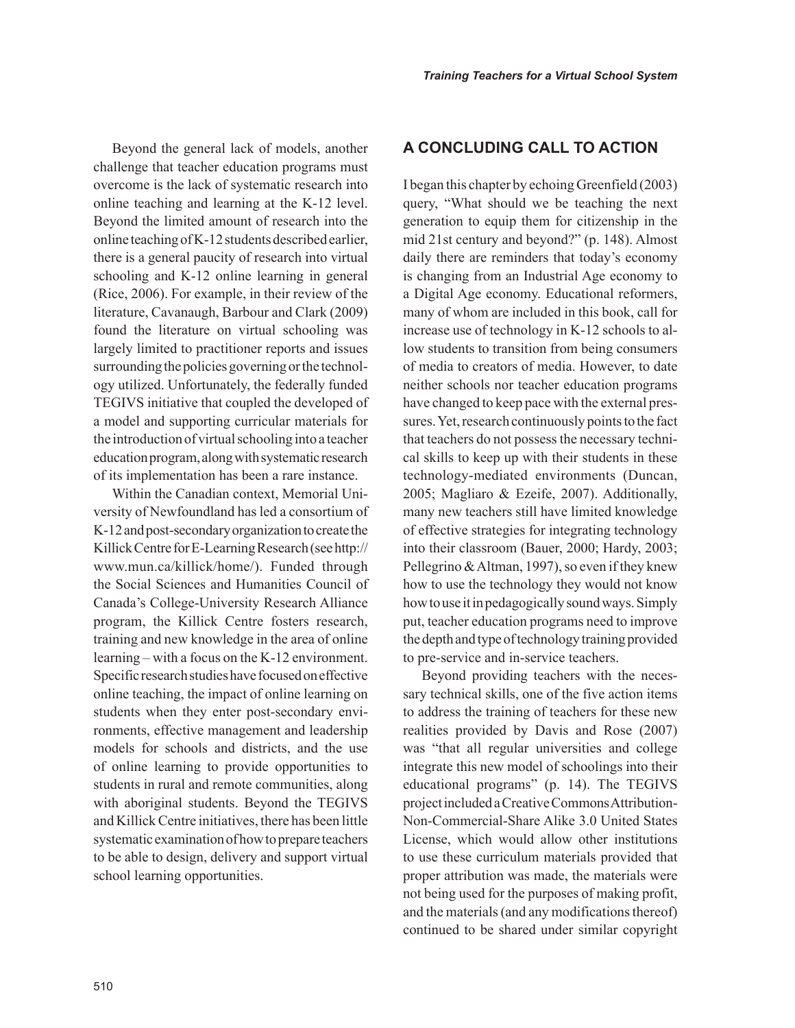Beyond the general lack of models, another challenge that teacher education programs must overcome is the lack of systematic research into online teaching and learning at the K-12 level. Beyond the limited amount of research into the online teaching of K-12 students described earlier, there is a general paucity of research into virtual schooling and K-12 online learning in general (Rice, 2006). For example, in their review of the literature, Cavanaugh, Barbour and Clark (2009) found the literature on virtual schooling was largely limited to practitioner reports and issues surrounding the policies governing or the technology utilized. Unfortunately, the federally funded TEGIVS initiative that coupled the developed of a model and supporting curricular materials for the introduction of virtual schooling into a teacher education program, along with systematic research of its implementation has been a rare instance.

Within the Canadian context, Memorial University of Newfoundland has led a consortium of K-12 and post-secondary organization to create the Killick Centre for E-Learning Research (see http://www.mun.ca/killick/home/). Funded through the Social Sciences and Humanities Council of Canada's College-University Research Alliance program, the Killick Centre fosters research, training and new knowledge in the area of online learning – with a focus on the K-12 environment. Specific research studies have focused on effective online teaching, the impact of online learning on students when they enter post-secondary environments, effective management and leadership models for schools and districts, and the use of online learning to provide opportunities to students in rural and remote communities, along with aboriginal students. Beyond the TEGIVS and Killick Centre initiatives, there has been little systematic examination of how to prepare teachers to be able to design, delivery and support virtual school learning opportunities.

## A CONCLUDING CALL TO ACTION

I began this chapter by echoing Greenfield (2003) query, "What should we be teaching the next generation to equip them for citizenship in the mid 21st century and beyond?" (p. 148). Almost daily there are reminders that today's economy is changing from an Industrial Age economy to a Digital Age economy. Educational reformers, many of whom are included in this book, call for increase use of technology in K-12 schools to allow students to transition from being consumers of media to creators of media. However, to date neither schools nor teacher education programs have changed to keep pace with the external pressures. Yet, research continuously points to the fact that teachers do not possess the necessary technical skills to keep up with their students in these technology-mediated environments (Duncan, 2005; Magliaro & Ezeife, 2007). Additionally, many new teachers still have limited knowledge of effective strategies for integrating technology into their classroom (Bauer, 2000; Hardy, 2003; Pellegrino & Altman, 1997), so even if they knew how to use the technology they would not know how to use it in pedagogically sound ways. Simply put, teacher education programs need to improve the depth and type of technology training provided to pre-service and in-service teachers.

Beyond providing teachers with the necessary technical skills, one of the five action items to address the training of teachers for these new realities provided by Davis and Rose (2007) was "that all regular universities and college integrate this new model of schoolings into their educational programs" (p. 14). The TEGIVS project included a Creative Commons Attribution-Non-Commercial-Share Alike 3.0 United States License, which would allow other institutions to use these curriculum materials provided that proper attribution was made, the materials were not being used for the purposes of making profit, and the materials (and any modifications thereof) continued to be shared under similar copyright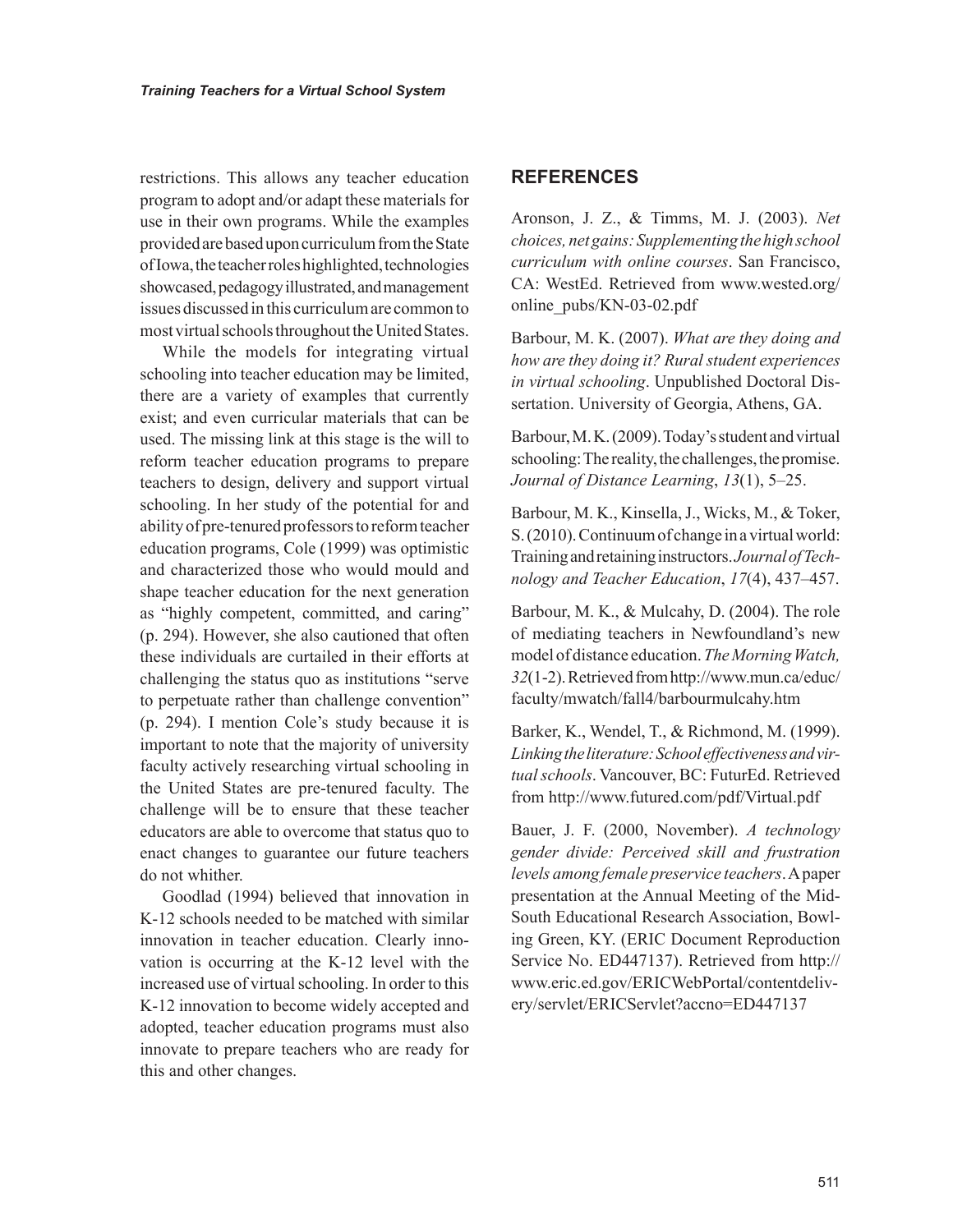restrictions. This allows any teacher education program to adopt and/or adapt these materials for use in their own programs. While the examples provided are based upon curriculum from the State of Iowa, the teacher roles highlighted, technologies showcased, pedagogy illustrated, and management issues discussed in this curriculum are common to most virtual schools throughout the United States.

While the models for integrating virtual schooling into teacher education may be limited, there are a variety of examples that currently exist; and even curricular materials that can be used. The missing link at this stage is the will to reform teacher education programs to prepare teachers to design, delivery and support virtual schooling. In her study of the potential for and ability of pre-tenured professors to reform teacher education programs, Cole (1999) was optimistic and characterized those who would mould and shape teacher education for the next generation as "highly competent, committed, and caring" (p. 294). However, she also cautioned that often these individuals are curtailed in their efforts at challenging the status quo as institutions "serve to perpetuate rather than challenge convention" (p. 294). I mention Cole's study because it is important to note that the majority of university faculty actively researching virtual schooling in the United States are pre-tenured faculty. The challenge will be to ensure that these teacher educators are able to overcome that status quo to enact changes to guarantee our future teachers do not whither.

Goodlad (1994) believed that innovation in K-12 schools needed to be matched with similar innovation in teacher education. Clearly innovation is occurring at the K-12 level with the increased use of virtual schooling. In order to this K-12 innovation to become widely accepted and adopted, teacher education programs must also innovate to prepare teachers who are ready for this and other changes.

## REFERENCES

Aronson, J. Z., & Timms, M. J. (2003). *Net choices, net gains: Supplementing the high school curriculum with online courses*. San Francisco, CA: WestEd. Retrieved from www.wested.org/online_pubs/KN-03-02.pdf

Barbour, M. K. (2007). *What are they doing and how are they doing it? Rural student experiences in virtual schooling*. Unpublished Doctoral Dissertation. University of Georgia, Athens, GA.

Barbour, M. K. (2009). Today's student and virtual schooling: The reality, the challenges, the promise. *Journal of Distance Learning*, *13*(1), 5–25.

Barbour, M. K., Kinsella, J., Wicks, M., & Toker, S. (2010). Continuum of change in a virtual world: Training and retaining instructors. *Journal of Technology and Teacher Education*, *17*(4), 437–457.

Barbour, M. K., & Mulcahy, D. (2004). The role of mediating teachers in Newfoundland's new model of distance education. *The Morning Watch, 32*(1-2). Retrieved from http://www.mun.ca/educ/faculty/mwatch/fall4/barbourmulcahy.htm

Barker, K., Wendel, T., & Richmond, M. (1999). *Linking the literature: School effectiveness and virtual schools*. Vancouver, BC: FuturEd. Retrieved from http://www.futured.com/pdf/Virtual.pdf

Bauer, J. F. (2000, November). *A technology gender divide: Perceived skill and frustration levels among female preservice teachers*. A paper presentation at the Annual Meeting of the Mid-South Educational Research Association, Bowling Green, KY. (ERIC Document Reproduction Service No. ED447137). Retrieved from http://www.eric.ed.gov/ERICWebPortal/contentdelivery/servlet/ERICServlet?accno=ED447137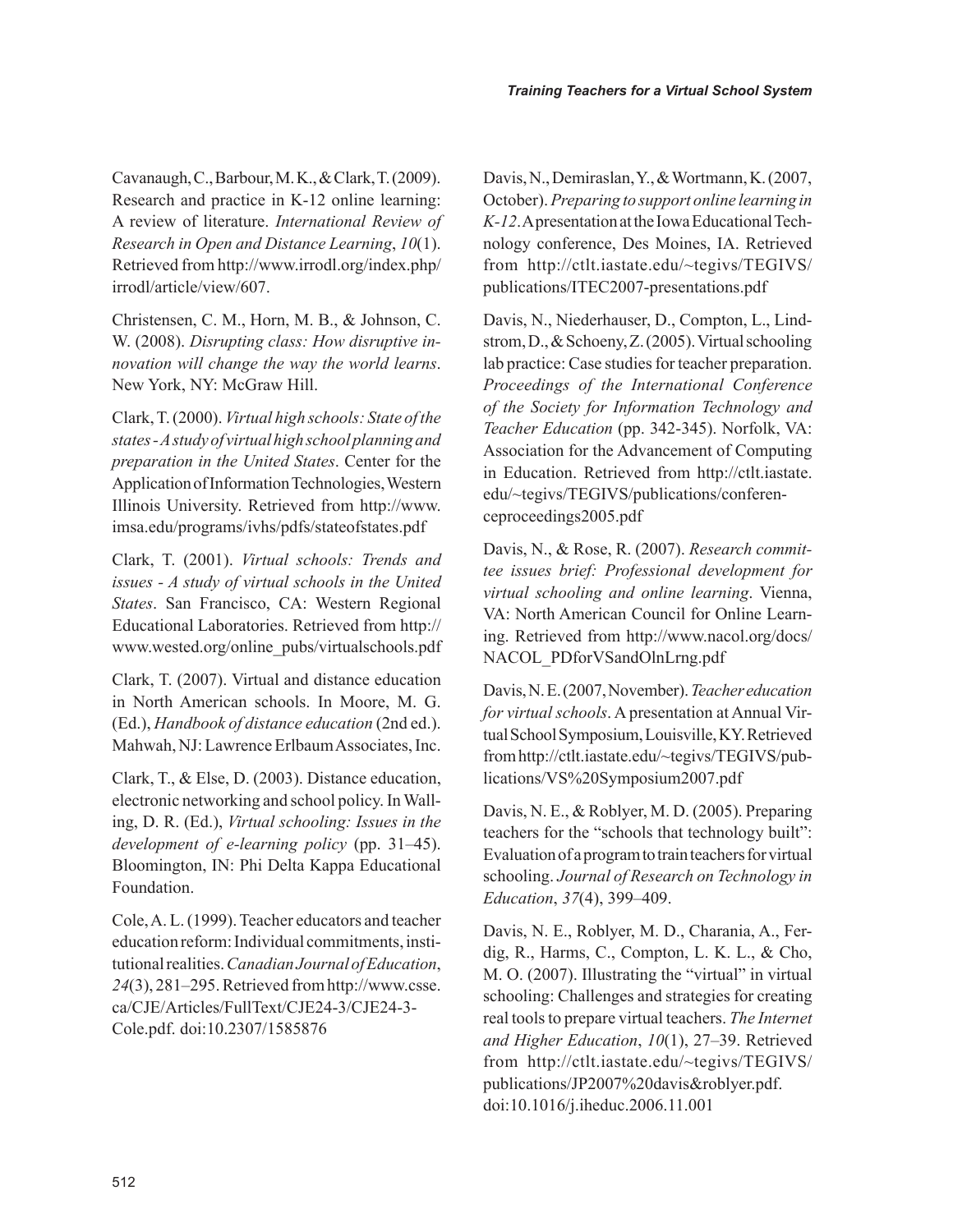Cavanaugh, C., Barbour, M. K., & Clark, T. (2009). Research and practice in K-12 online learning: A review of literature. *International Review of Research in Open and Distance Learning*, *10*(1). Retrieved from http://www.irrodl.org/index.php/irrodl/article/view/607.

Christensen, C. M., Horn, M. B., & Johnson, C. W. (2008). *Disrupting class: How disruptive innovation will change the way the world learns*. New York, NY: McGraw Hill.

Clark, T. (2000). *Virtual high schools: State of the states - A study of virtual high school planning and preparation in the United States*. Center for the Application of Information Technologies, Western Illinois University. Retrieved from http://www.imsa.edu/programs/ivhs/pdfs/stateofstates.pdf

Clark, T. (2001). *Virtual schools: Trends and issues - A study of virtual schools in the United States*. San Francisco, CA: Western Regional Educational Laboratories. Retrieved from http://www.wested.org/online_pubs/virtualschools.pdf

Clark, T. (2007). Virtual and distance education in North American schools. In Moore, M. G. (Ed.), *Handbook of distance education* (2nd ed.). Mahwah, NJ: Lawrence Erlbaum Associates, Inc.

Clark, T., & Else, D. (2003). Distance education, electronic networking and school policy. In Walling, D. R. (Ed.), *Virtual schooling: Issues in the development of e-learning policy* (pp. 31–45). Bloomington, IN: Phi Delta Kappa Educational Foundation.

Cole, A. L. (1999). Teacher educators and teacher education reform: Individual commitments, institutional realities. *Canadian Journal of Education*, *24*(3), 281–295. Retrieved from http://www.csse.ca/CJE/Articles/FullText/CJE24-3/CJE24-3-Cole.pdf. doi:10.2307/1585876

Davis, N., Demiraslan, Y., & Wortmann, K. (2007, October). *Preparing to support online learning in K-12*. A presentation at the Iowa Educational Technology conference, Des Moines, IA. Retrieved from http://ctlt.iastate.edu/~tegivs/TEGIVS/publications/ITEC2007-presentations.pdf

Davis, N., Niederhauser, D., Compton, L., Lindstrom, D., & Schoeny, Z. (2005). Virtual schooling lab practice: Case studies for teacher preparation. *Proceedings of the International Conference of the Society for Information Technology and Teacher Education* (pp. 342-345). Norfolk, VA: Association for the Advancement of Computing in Education. Retrieved from http://ctlt.iastate.edu/~tegivs/TEGIVS/publications/conferenceproceedings2005.pdf

Davis, N., & Rose, R. (2007). *Research committee issues brief: Professional development for virtual schooling and online learning*. Vienna, VA: North American Council for Online Learning. Retrieved from http://www.nacol.org/docs/NACOL_PDforVSandOlnLrng.pdf

Davis, N. E. (2007, November). *Teacher education for virtual schools*. A presentation at Annual Virtual School Symposium, Louisville, KY. Retrieved from http://ctlt.iastate.edu/~tegivs/TEGIVS/publications/VS%20Symposium2007.pdf

Davis, N. E., & Roblyer, M. D. (2005). Preparing teachers for the "schools that technology built": Evaluation of a program to train teachers for virtual schooling. *Journal of Research on Technology in Education*, *37*(4), 399–409.

Davis, N. E., Roblyer, M. D., Charania, A., Ferdig, R., Harms, C., Compton, L. K. L., & Cho, M. O. (2007). Illustrating the "virtual" in virtual schooling: Challenges and strategies for creating real tools to prepare virtual teachers. *The Internet and Higher Education*, *10*(1), 27–39. Retrieved from http://ctlt.iastate.edu/~tegivs/TEGIVS/publications/JP2007%20davis&roblyer.pdf. doi:10.1016/j.iheduc.2006.11.001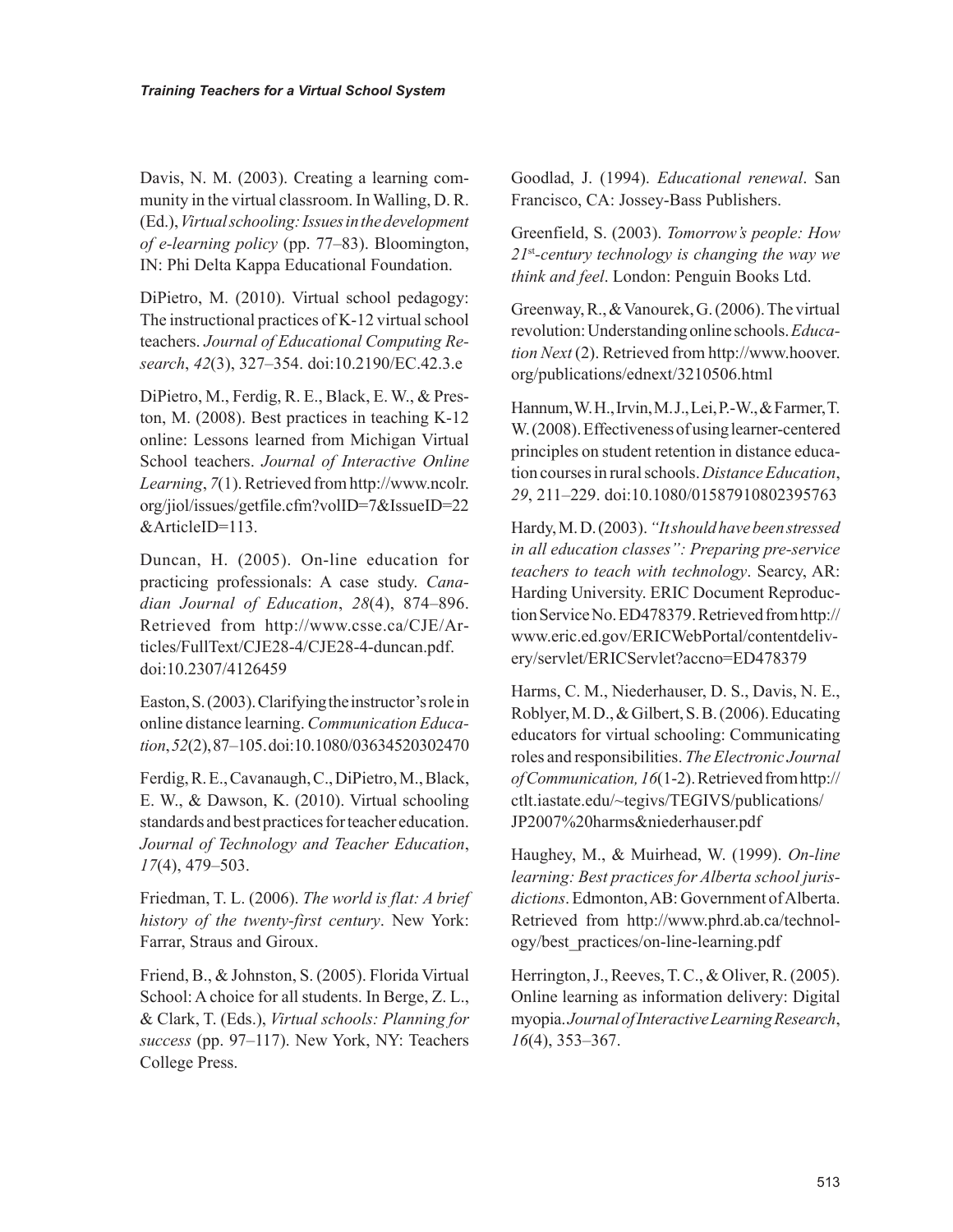Davis, N. M. (2003). Creating a learning community in the virtual classroom. In Walling, D. R. (Ed.), *Virtual schooling: Issues in the development of e-learning policy* (pp. 77–83). Bloomington, IN: Phi Delta Kappa Educational Foundation.

DiPietro, M. (2010). Virtual school pedagogy: The instructional practices of K-12 virtual school teachers. *Journal of Educational Computing Research*, *42*(3), 327–354. doi:10.2190/EC.42.3.e

DiPietro, M., Ferdig, R. E., Black, E. W., & Preston, M. (2008). Best practices in teaching K-12 online: Lessons learned from Michigan Virtual School teachers. *Journal of Interactive Online Learning*, *7*(1). Retrieved from http://www.ncolr.org/jiol/issues/getfile.cfm?volID=7&IssueID=22&ArticleID=113.

Duncan, H. (2005). On-line education for practicing professionals: A case study. *Canadian Journal of Education*, *28*(4), 874–896. Retrieved from http://www.csse.ca/CJE/Articles/FullText/CJE28-4/CJE28-4-duncan.pdf. doi:10.2307/4126459

Easton, S. (2003). Clarifying the instructor's role in online distance learning. *Communication Education*, *52*(2), 87–105. doi:10.1080/03634520302470

Ferdig, R. E., Cavanaugh, C., DiPietro, M., Black, E. W., & Dawson, K. (2010). Virtual schooling standards and best practices for teacher education. *Journal of Technology and Teacher Education*, *17*(4), 479–503.

Friedman, T. L. (2006). *The world is flat: A brief history of the twenty-first century*. New York: Farrar, Straus and Giroux.

Friend, B., & Johnston, S. (2005). Florida Virtual School: A choice for all students. In Berge, Z. L., & Clark, T. (Eds.), *Virtual schools: Planning for success* (pp. 97–117). New York, NY: Teachers College Press.

Goodlad, J. (1994). *Educational renewal*. San Francisco, CA: Jossey-Bass Publishers.

Greenfield, S. (2003). *Tomorrow's people: How 21st-century technology is changing the way we think and feel*. London: Penguin Books Ltd.

Greenway, R., & Vanourek, G. (2006). The virtual revolution: Understanding online schools. *Education Next* (2). Retrieved from http://www.hoover.org/publications/ednext/3210506.html

Hannum, W. H., Irvin, M. J., Lei, P.-W., & Farmer, T. W. (2008). Effectiveness of using learner-centered principles on student retention in distance education courses in rural schools. *Distance Education*, *29*, 211–229. doi:10.1080/01587910802395763

Hardy, M. D. (2003). *"It should have been stressed in all education classes": Preparing pre-service teachers to teach with technology*. Searcy, AR: Harding University. ERIC Document Reproduction Service No. ED478379. Retrieved from http://www.eric.ed.gov/ERICWebPortal/contentdelivery/servlet/ERICServlet?accno=ED478379

Harms, C. M., Niederhauser, D. S., Davis, N. E., Roblyer, M. D., & Gilbert, S. B. (2006). Educating educators for virtual schooling: Communicating roles and responsibilities. *The Electronic Journal of Communication, 16*(1-2). Retrieved from http://ctlt.iastate.edu/~tegivs/TEGIVS/publications/JP2007%20harms&niederhauser.pdf

Haughey, M., & Muirhead, W. (1999). *On-line learning: Best practices for Alberta school jurisdictions*. Edmonton, AB: Government of Alberta. Retrieved from http://www.phrd.ab.ca/technology/best_practices/on-line-learning.pdf

Herrington, J., Reeves, T. C., & Oliver, R. (2005). Online learning as information delivery: Digital myopia. *Journal of Interactive Learning Research*, *16*(4), 353–367.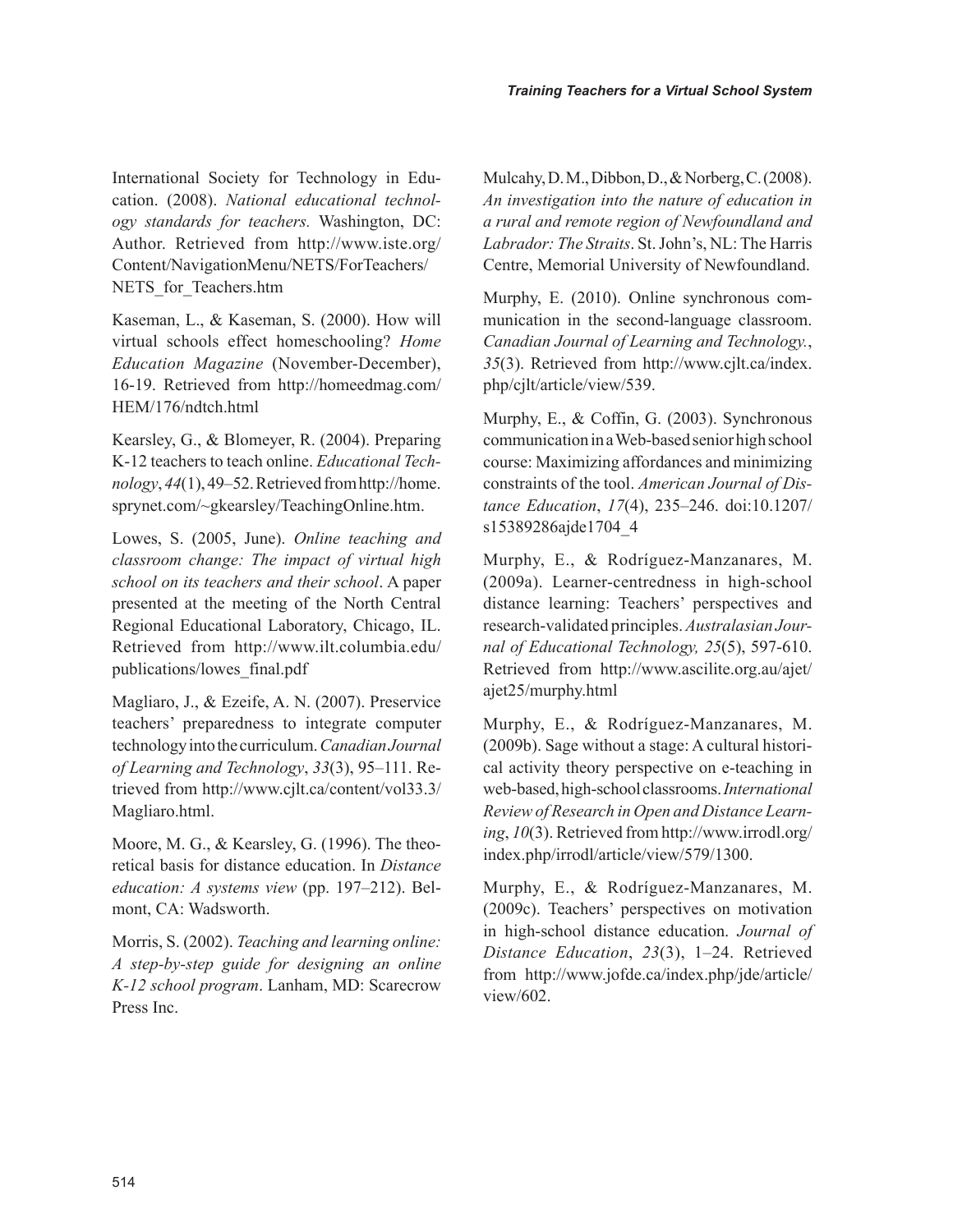International Society for Technology in Education. (2008). *National educational technology standards for teachers.* Washington, DC: Author. Retrieved from http://www.iste.org/Content/NavigationMenu/NETS/ForTeachers/NETS_for_Teachers.htm

Kaseman, L., & Kaseman, S. (2000). How will virtual schools effect homeschooling? *Home Education Magazine* (November-December), 16-19. Retrieved from http://homeedmag.com/HEM/176/ndtch.html

Kearsley, G., & Blomeyer, R. (2004). Preparing K-12 teachers to teach online. *Educational Technology*, *44*(1), 49–52. Retrieved from http://home.sprynet.com/~gkearsley/TeachingOnline.htm.

Lowes, S. (2005, June). *Online teaching and classroom change: The impact of virtual high school on its teachers and their school*. A paper presented at the meeting of the North Central Regional Educational Laboratory, Chicago, IL. Retrieved from http://www.ilt.columbia.edu/publications/lowes_final.pdf

Magliaro, J., & Ezeife, A. N. (2007). Preservice teachers' preparedness to integrate computer technology into the curriculum. *Canadian Journal of Learning and Technology*, *33*(3), 95–111. Retrieved from http://www.cjlt.ca/content/vol33.3/Magliaro.html.

Moore, M. G., & Kearsley, G. (1996). The theoretical basis for distance education. In *Distance education: A systems view* (pp. 197–212). Belmont, CA: Wadsworth.

Morris, S. (2002). *Teaching and learning online: A step-by-step guide for designing an online K-12 school program*. Lanham, MD: Scarecrow Press Inc.

Mulcahy, D. M., Dibbon, D., & Norberg, C. (2008). *An investigation into the nature of education in a rural and remote region of Newfoundland and Labrador: The Straits*. St. John's, NL: The Harris Centre, Memorial University of Newfoundland.

Murphy, E. (2010). Online synchronous communication in the second-language classroom. *Canadian Journal of Learning and Technology.*, *35*(3). Retrieved from http://www.cjlt.ca/index.php/cjlt/article/view/539.

Murphy, E., & Coffin, G. (2003). Synchronous communication in a Web-based senior high school course: Maximizing affordances and minimizing constraints of the tool. *American Journal of Distance Education*, *17*(4), 235–246. doi:10.1207/s15389286ajde1704_4

Murphy, E., & Rodríguez-Manzanares, M. (2009a). Learner-centredness in high-school distance learning: Teachers' perspectives and research-validated principles. *Australasian Journal of Educational Technology, 25*(5), 597-610. Retrieved from http://www.ascilite.org.au/ajet/ajet25/murphy.html

Murphy, E., & Rodríguez-Manzanares, M. (2009b). Sage without a stage: A cultural historical activity theory perspective on e-teaching in web-based, high-school classrooms. *International Review of Research in Open and Distance Learning*, *10*(3). Retrieved from http://www.irrodl.org/index.php/irrodl/article/view/579/1300.

Murphy, E., & Rodríguez-Manzanares, M. (2009c). Teachers' perspectives on motivation in high-school distance education. *Journal of Distance Education*, *23*(3), 1–24. Retrieved from http://www.jofde.ca/index.php/jde/article/view/602.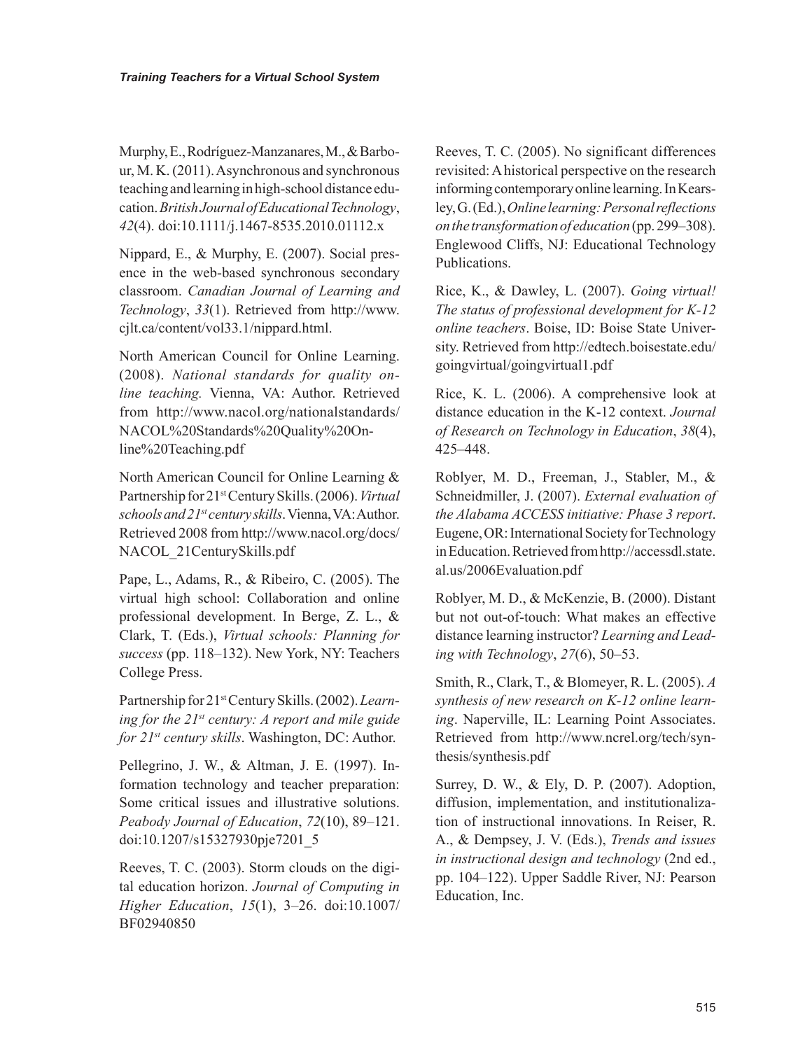Murphy, E., Rodríguez-Manzanares, M., & Barbour, M. K. (2011). Asynchronous and synchronous teaching and learning in high-school distance education. *British Journal of Educational Technology*, *42*(4). doi:10.1111/j.1467-8535.2010.01112.x

Nippard, E., & Murphy, E. (2007). Social presence in the web-based synchronous secondary classroom. *Canadian Journal of Learning and Technology*, *33*(1). Retrieved from http://www.cjlt.ca/content/vol33.1/nippard.html.

North American Council for Online Learning. (2008). *National standards for quality online teaching.* Vienna, VA: Author. Retrieved from http://www.nacol.org/nationalstandards/NACOL%20Standards%20Quality%20Online%20Teaching.pdf

North American Council for Online Learning & Partnership for 21st Century Skills. (2006). *Virtual schools and 21st century skills*. Vienna, VA: Author. Retrieved 2008 from http://www.nacol.org/docs/NACOL_21CenturySkills.pdf

Pape, L., Adams, R., & Ribeiro, C. (2005). The virtual high school: Collaboration and online professional development. In Berge, Z. L., & Clark, T. (Eds.), *Virtual schools: Planning for success* (pp. 118–132). New York, NY: Teachers College Press.

Partnership for 21st Century Skills. (2002). *Learning for the 21st century: A report and mile guide for 21st century skills*. Washington, DC: Author.

Pellegrino, J. W., & Altman, J. E. (1997). Information technology and teacher preparation: Some critical issues and illustrative solutions. *Peabody Journal of Education*, *72*(10), 89–121. doi:10.1207/s15327930pje7201_5

Reeves, T. C. (2003). Storm clouds on the digital education horizon. *Journal of Computing in Higher Education*, *15*(1), 3–26. doi:10.1007/BF02940850

Reeves, T. C. (2005). No significant differences revisited: A historical perspective on the research informing contemporary online learning. In Kearsley, G. (Ed.), *Online learning: Personal reflections on the transformation of education* (pp. 299–308). Englewood Cliffs, NJ: Educational Technology Publications.

Rice, K., & Dawley, L. (2007). *Going virtual! The status of professional development for K-12 online teachers*. Boise, ID: Boise State University. Retrieved from http://edtech.boisestate.edu/goingvirtual/goingvirtual1.pdf

Rice, K. L. (2006). A comprehensive look at distance education in the K-12 context. *Journal of Research on Technology in Education*, *38*(4), 425–448.

Roblyer, M. D., Freeman, J., Stabler, M., & Schneidmiller, J. (2007). *External evaluation of the Alabama ACCESS initiative: Phase 3 report*. Eugene, OR: International Society for Technology in Education. Retrieved from http://accessdl.state.al.us/2006Evaluation.pdf

Roblyer, M. D., & McKenzie, B. (2000). Distant but not out-of-touch: What makes an effective distance learning instructor? *Learning and Leading with Technology*, *27*(6), 50–53.

Smith, R., Clark, T., & Blomeyer, R. L. (2005). *A synthesis of new research on K-12 online learning*. Naperville, IL: Learning Point Associates. Retrieved from http://www.ncrel.org/tech/synthesis/synthesis.pdf

Surrey, D. W., & Ely, D. P. (2007). Adoption, diffusion, implementation, and institutionalization of instructional innovations. In Reiser, R. A., & Dempsey, J. V. (Eds.), *Trends and issues in instructional design and technology* (2nd ed., pp. 104–122). Upper Saddle River, NJ: Pearson Education, Inc.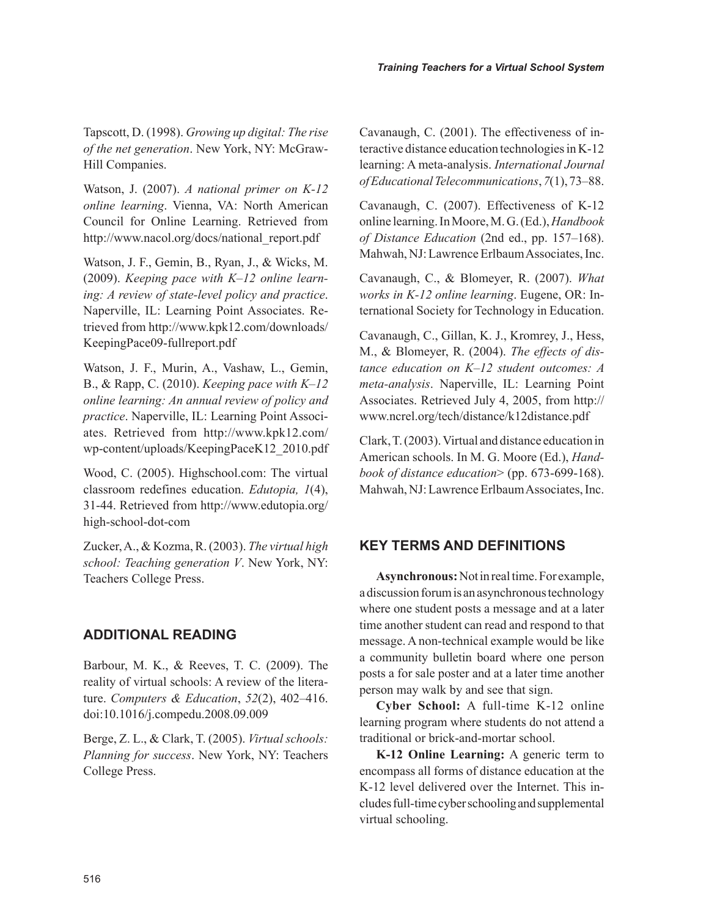Tapscott, D. (1998). *Growing up digital: The rise of the net generation*. New York, NY: McGraw-Hill Companies.

Watson, J. (2007). *A national primer on K-12 online learning*. Vienna, VA: North American Council for Online Learning. Retrieved from http://www.nacol.org/docs/national_report.pdf

Watson, J. F., Gemin, B., Ryan, J., & Wicks, M. (2009). *Keeping pace with K–12 online learning: A review of state-level policy and practice*. Naperville, IL: Learning Point Associates. Retrieved from http://www.kpk12.com/downloads/KeepingPace09-fullreport.pdf

Watson, J. F., Murin, A., Vashaw, L., Gemin, B., & Rapp, C. (2010). *Keeping pace with K–12 online learning: An annual review of policy and practice*. Naperville, IL: Learning Point Associates. Retrieved from http://www.kpk12.com/wp-content/uploads/KeepingPaceK12_2010.pdf

Wood, C. (2005). Highschool.com: The virtual classroom redefines education. *Edutopia, 1*(4), 31-44. Retrieved from http://www.edutopia.org/high-school-dot-com

Zucker, A., & Kozma, R. (2003). *The virtual high school: Teaching generation V*. New York, NY: Teachers College Press.

## ADDITIONAL READING

Barbour, M. K., & Reeves, T. C. (2009). The reality of virtual schools: A review of the literature. *Computers & Education*, *52*(2), 402–416. doi:10.1016/j.compedu.2008.09.009

Berge, Z. L., & Clark, T. (2005). *Virtual schools: Planning for success*. New York, NY: Teachers College Press.

Cavanaugh, C. (2001). The effectiveness of interactive distance education technologies in K-12 learning: A meta-analysis. *International Journal of Educational Telecommunications*, *7*(1), 73–88.

Cavanaugh, C. (2007). Effectiveness of K-12 online learning. In Moore, M. G. (Ed.), *Handbook of Distance Education* (2nd ed., pp. 157–168). Mahwah, NJ: Lawrence Erlbaum Associates, Inc.

Cavanaugh, C., & Blomeyer, R. (2007). *What works in K-12 online learning*. Eugene, OR: International Society for Technology in Education.

Cavanaugh, C., Gillan, K. J., Kromrey, J., Hess, M., & Blomeyer, R. (2004). *The effects of distance education on K–12 student outcomes: A meta-analysis*. Naperville, IL: Learning Point Associates. Retrieved July 4, 2005, from http://www.ncrel.org/tech/distance/k12distance.pdf

Clark, T. (2003). Virtual and distance education in American schools. In M. G. Moore (Ed.), *Handbook of distance education*> (pp. 673-699-168). Mahwah, NJ: Lawrence Erlbaum Associates, Inc.

## KEY TERMS AND DEFINITIONS

**Asynchronous:** Not in real time. For example, a discussion forum is an asynchronous technology where one student posts a message and at a later time another student can read and respond to that message. A non-technical example would be like a community bulletin board where one person posts a for sale poster and at a later time another person may walk by and see that sign.

**Cyber School:** A full-time K-12 online learning program where students do not attend a traditional or brick-and-mortar school.

**K-12 Online Learning:** A generic term to encompass all forms of distance education at the K-12 level delivered over the Internet. This includes full-time cyber schooling and supplemental virtual schooling.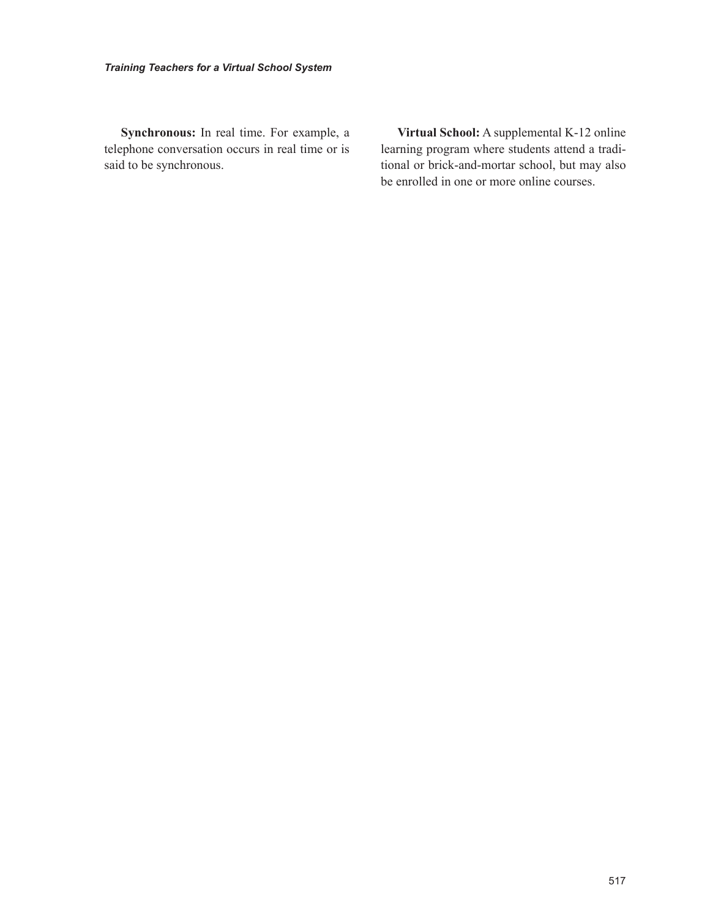**Synchronous:** In real time. For example, a telephone conversation occurs in real time or is said to be synchronous.

**Virtual School:** A supplemental K-12 online learning program where students attend a traditional or brick-and-mortar school, but may also be enrolled in one or more online courses.